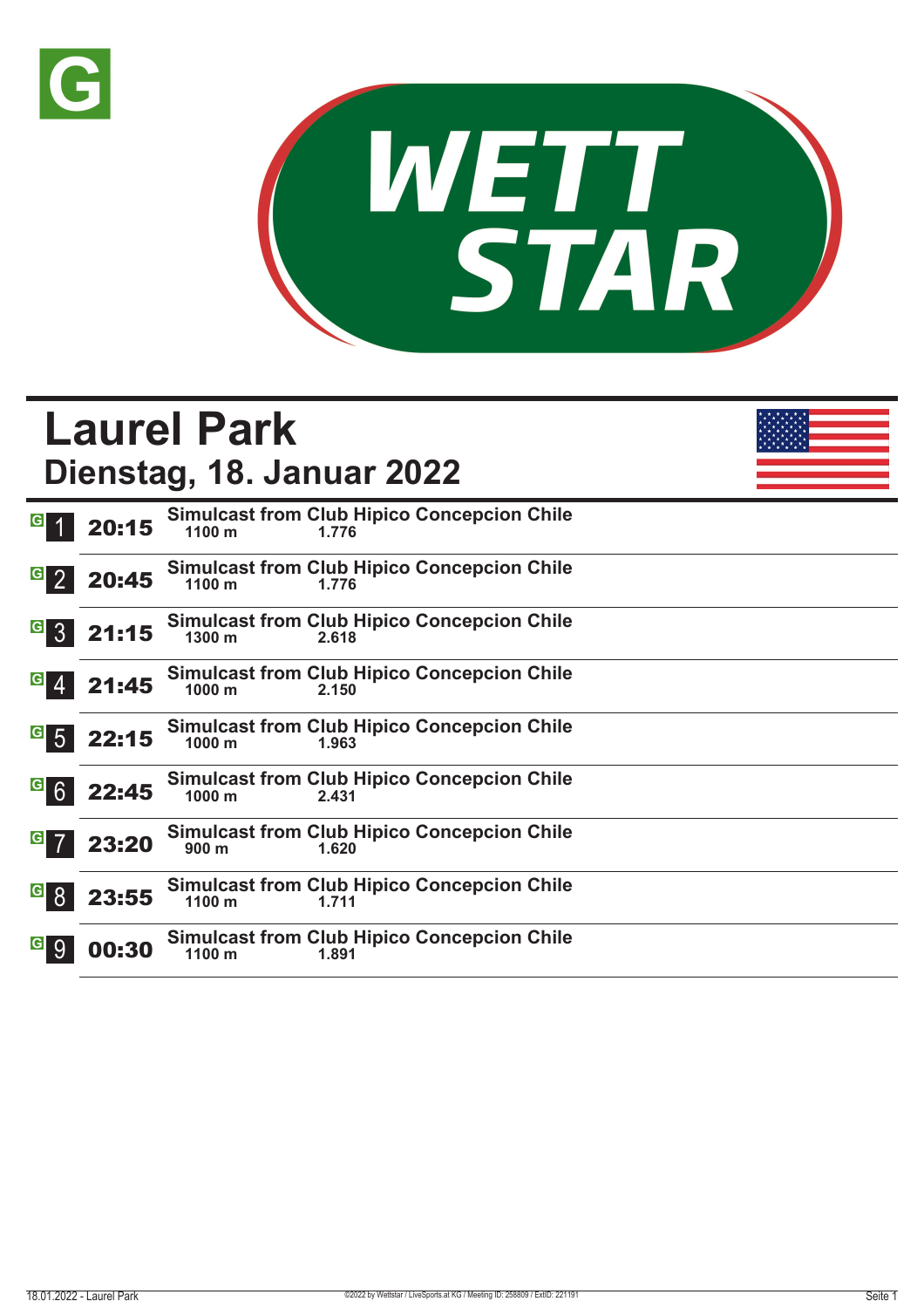# Laurel Park

## Dienstag, 18. Januar 2022

| Rennen | Zeit | Rennen | Distanz | |
|---|---|---|---|---|
| 1 | 20:15 | Simulcast from Club Hipico Concepcion Chile | 1100 m | 1.776 |
| 2 | 20:45 | Simulcast from Club Hipico Concepcion Chile | 1100 m | 1.776 |
| 3 | 21:15 | Simulcast from Club Hipico Concepcion Chile | 1300 m | 2.618 |
| 4 | 21:45 | Simulcast from Club Hipico Concepcion Chile | 1000 m | 2.150 |
| 5 | 22:15 | Simulcast from Club Hipico Concepcion Chile | 1000 m | 1.963 |
| 6 | 22:45 | Simulcast from Club Hipico Concepcion Chile | 1000 m | 2.431 |
| 7 | 23:20 | Simulcast from Club Hipico Concepcion Chile | 900 m | 1.620 |
| 8 | 23:55 | Simulcast from Club Hipico Concepcion Chile | 1100 m | 1.711 |
| 9 | 00:30 | Simulcast from Club Hipico Concepcion Chile | 1100 m | 1.891 |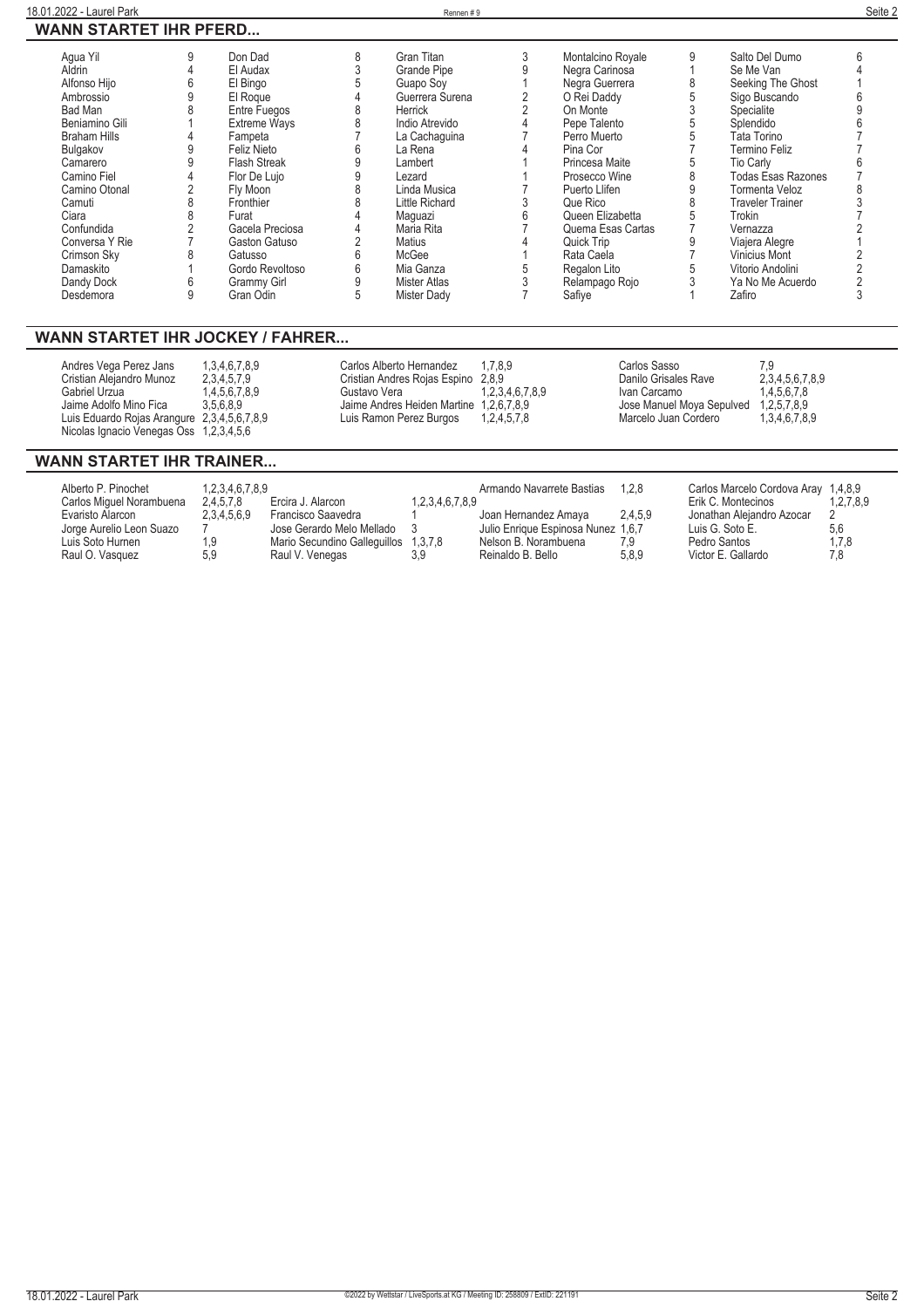## WANN STARTET IHR PFERD...

| Pferd | Rennen | Pferd | Rennen | Pferd | Rennen | Pferd | Rennen | Pferd | Rennen |
|---|---|---|---|---|---|---|---|---|---|
| Agua Yil | 9 | Don Dad | 8 | Gran Titan | 3 | Montalcino Royale | 9 | Salto Del Dumo | 6 |
| Aldrin | 4 | El Audax | 3 | Grande Pipe | 9 | Negra Carinosa | 1 | Se Me Van | 4 |
| Alfonso Hijo | 6 | El Bingo | 5 | Guapo Soy | 1 | Negra Guerrera | 8 | Seeking The Ghost | 1 |
| Ambrossio | 9 | El Roque | 4 | Guerrera Surena | 2 | O Rei Daddy | 5 | Sigo Buscando | 6 |
| Bad Man | 8 | Entre Fuegos | 8 | Herrick | 2 | On Monte | 3 | Specialite | 9 |
| Beniamino Gili | 1 | Extreme Ways | 8 | Indio Atrevido | 4 | Pepe Talento | 5 | Splendido | 6 |
| Braham Hills | 4 | Fampeta | 7 | La Cachaguina | 7 | Perro Muerto | 5 | Tata Torino | 7 |
| Bulgakov | 9 | Feliz Nieto | 6 | La Rena | 4 | Pina Cor | 7 | Termino Feliz | 7 |
| Camarero | 9 | Flash Streak | 9 | Lambert | 1 | Princesa Maite | 5 | Tio Carly | 6 |
| Camino Fiel | 4 | Flor De Lujo | 9 | Lezard | 1 | Prosecco Wine | 8 | Todas Esas Razones | 7 |
| Camino Otonal | 2 | Fly Moon | 8 | Linda Musica | 7 | Puerto Llifen | 9 | Tormenta Veloz | 8 |
| Camuti | 8 | Fronthier | 8 | Little Richard | 3 | Que Rico | 8 | Traveler Trainer | 3 |
| Ciara | 8 | Furat | 4 | Maguazi | 6 | Queen Elizabetta | 5 | Trokin | 7 |
| Confundida | 2 | Gacela Preciosa | 4 | Maria Rita | 7 | Quema Esas Cartas | 7 | Vernazza | 2 |
| Conversa Y Rie | 7 | Gaston Gatuso | 2 | Matius | 4 | Quick Trip | 9 | Viajera Alegre | 1 |
| Crimson Sky | 8 | Gatusso | 6 | McGee | 1 | Rata Caela | 7 | Vinicius Mont | 2 |
| Damaskito | 1 | Gordo Revoltoso | 6 | Mia Ganza | 5 | Regalon Lito | 5 | Vitorio Andolini | 2 |
| Dandy Dock | 6 | Grammy Girl | 9 | Mister Atlas | 3 | Relampago Rojo | 3 | Ya No Me Acuerdo | 2 |
| Desdemora | 9 | Gran Odin | 5 | Mister Dady | 7 | Safiye | 1 | Zafiro | 3 |

## WANN STARTET IHR JOCKEY / FAHRER...

| Jockey / Fahrer | Rennen | Jockey / Fahrer | Rennen | Jockey / Fahrer | Rennen |
|---|---|---|---|---|---|
| Andres Vega Perez Jans | 1,3,4,6,7,8,9 | Carlos Alberto Hernandez | 1,7,8,9 | Carlos Sasso | 7,9 |
| Cristian Alejandro Munoz | 2,3,4,5,7,9 | Cristian Andres Rojas Espino | 2,8,9 | Danilo Grisales Rave | 2,3,4,5,6,7,8,9 |
| Gabriel Urzua | 1,4,5,6,7,8,9 | Gustavo Vera | 1,2,3,4,6,7,8,9 | Ivan Carcamo | 1,4,5,6,7,8 |
| Jaime Adolfo Mino Fica | 3,5,6,8,9 | Jaime Andres Heiden Martine | 1,2,6,7,8,9 | Jose Manuel Moya Sepulved | 1,2,5,7,8,9 |
| Luis Eduardo Rojas Arangure | 2,3,4,5,6,7,8,9 | Luis Ramon Perez Burgos | 1,2,4,5,7,8 | Marcelo Juan Cordero | 1,3,4,6,7,8,9 |
| Nicolas Ignacio Venegas Oss | 1,2,3,4,5,6 | | | | |

## WANN STARTET IHR TRAINER...

| Trainer | Rennen | Trainer | Rennen | Trainer | Rennen | Trainer | Rennen |
|---|---|---|---|---|---|---|---|
| Alberto P. Pinochet | 1,2,3,4,6,7,8,9 | | | Armando Navarrete Bastias | 1,2,8 | Carlos Marcelo Cordova Aray | 1,4,8,9 |
| Carlos Miguel Norambuena | 2,4,5,7,8 | Ercira J. Alarcon | 1,2,3,4,6,7,8,9 | | | Erik C. Montecinos | 1,2,7,8,9 |
| Evaristo Alarcon | 2,3,4,5,6,9 | Francisco Saavedra | 1 | Joan Hernandez Amaya | 2,4,5,9 | Jonathan Alejandro Azocar | 2 |
| Jorge Aurelio Leon Suazo | 7 | Jose Gerardo Melo Mellado | 3 | Julio Enrique Espinosa Nunez | 1,6,7 | Luis G. Soto E. | 5,6 |
| Luis Soto Hurnen | 1,9 | Mario Secundino Galleguillos | 1,3,7,8 | Nelson B. Norambuena | 7,9 | Pedro Santos | 1,7,8 |
| Raul O. Vasquez | 5,9 | Raul V. Venegas | 3,9 | Reinaldo B. Bello | 5,8,9 | Victor E. Gallardo | 7,8 |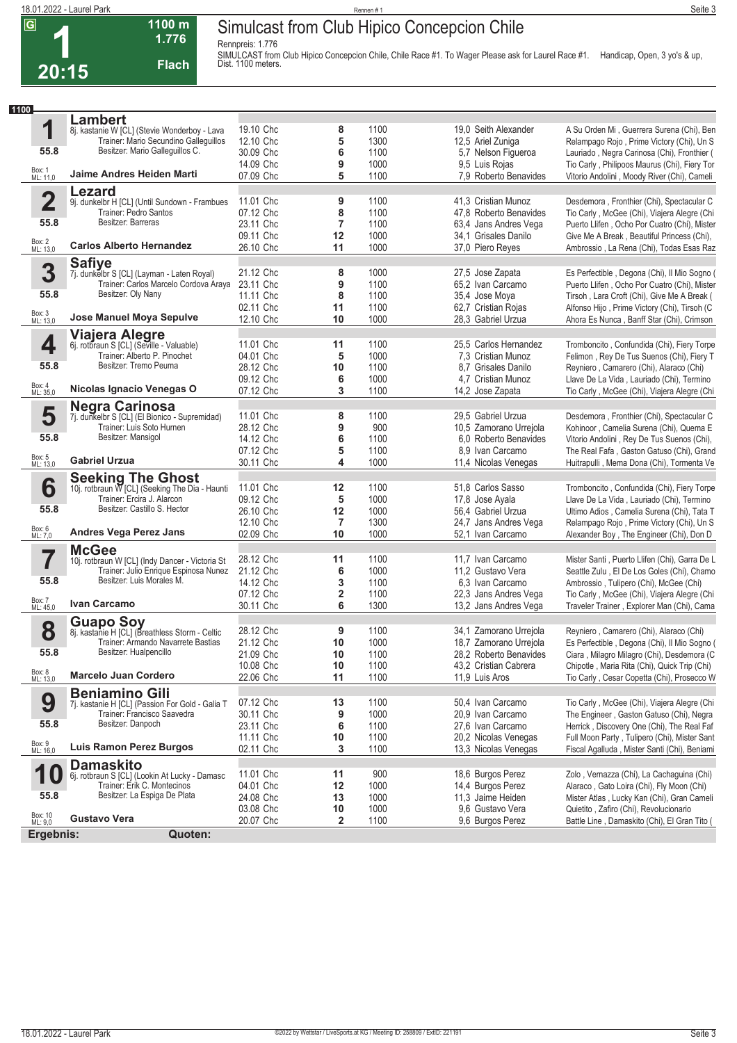# 1 — Simulcast from Club Hipico Concepcion Chile

**G** | **20:15** | 1100 m | 1.776 | Flach

Rennpreis: 1.776

SIMULCAST from Club Hipico Concepcion Chile, Chile Race #1. To Wager Please ask for Laurel Race #1. Handicap, Open, 3 yo's & up, Dist. 1100 meters.

**1100**

## 1 Lambert
8j. kastanie W [CL] (Stevie Wonderboy - Lava
Trainer: Mario Secundino Galleguillos
Besitzer: Mario Galleguillos C.
55.8 — Box: 1 — ML: 11,0
**Jaime Andres Heiden Marti**

| Datum | Platz | Dist. | Quote / Jockey | Einlauf |
|---|---|---|---|---|
| 19.10 Chc | 8 | 1100 | 19,0 Seith Alexander | A Su Orden Mi , Guerrera Surena (Chi), Ben |
| 12.10 Chc | 5 | 1300 | 12,5 Ariel Zuniga | Relampago Rojo , Prime Victory (Chi), Un S |
| 30.09 Chc | 6 | 1100 | 5,7 Nelson Figueroa | Lauriado , Negra Carinosa (Chi), Fronthier ( |
| 14.09 Chc | 9 | 1000 | 9,5 Luis Rojas | Tio Carly , Philipoos Maurus (Chi), Fiery Tor |
| 07.09 Chc | 5 | 1100 | 7,9 Roberto Benavides | Vitorio Andolini , Moody River (Chi), Cameli |

## 2 Lezard
9j. dunkelbr H [CL] (Until Sundown - Frambues
Trainer: Pedro Santos
Besitzer: Barreras
55.8 — Box: 2 — ML: 13,0
**Carlos Alberto Hernandez**

| Datum | Platz | Dist. | Quote / Jockey | Einlauf |
|---|---|---|---|---|
| 11.01 Chc | 9 | 1100 | 41,3 Cristian Munoz | Desdemora , Fronthier (Chi), Spectacular C |
| 07.12 Chc | 8 | 1100 | 47,8 Roberto Benavides | Tio Carly , McGee (Chi), Viajera Alegre (Chi |
| 23.11 Chc | 7 | 1100 | 63,4 Jans Andres Vega | Puerto Llifen , Ocho Por Cuatro (Chi), Mister |
| 09.11 Chc | 12 | 1000 | 34,1 Grisales Danilo | Give Me A Break , Beautiful Princess (Chi), |
| 26.10 Chc | 11 | 1000 | 37,0 Piero Reyes | Ambrossio , La Rena (Chi), Todas Esas Raz |

## 3 Safiye
7j. dunkelbr S [CL] (Layman - Laten Royal)
Trainer: Carlos Marcelo Cordova Araya
Besitzer: Oly Nany
55.8 — Box: 3 — ML: 13,0
**Jose Manuel Moya Sepulve**

| Datum | Platz | Dist. | Quote / Jockey | Einlauf |
|---|---|---|---|---|
| 21.12 Chc | 8 | 1000 | 27,5 Jose Zapata | Es Perfectible , Degona (Chi), Il Mio Sogno ( |
| 23.11 Chc | 9 | 1100 | 65,2 Ivan Carcamo | Puerto Llifen , Ocho Por Cuatro (Chi), Mister |
| 11.11 Chc | 8 | 1100 | 35,4 Jose Moya | Tirsoh , Lara Croft (Chi), Give Me A Break ( |
| 02.11 Chc | 11 | 1100 | 62,7 Cristian Rojas | Alfonso Hijo , Prime Victory (Chi), Tirsoh (C |
| 12.10 Chc | 10 | 1000 | 28,3 Gabriel Urzua | Ahora Es Nunca , Banff Star (Chi), Crimson |

## 4 Viajera Alegre
6j. rotbraun S [CL] (Seville - Valuable)
Trainer: Alberto P. Pinochet
Besitzer: Tremo Peuma
55.8 — Box: 4 — ML: 35,0
**Nicolas Ignacio Venegas O**

| Datum | Platz | Dist. | Quote / Jockey | Einlauf |
|---|---|---|---|---|
| 11.01 Chc | 11 | 1100 | 25,5 Carlos Hernandez | Tromboncito , Confundida (Chi), Fiery Torpe |
| 04.01 Chc | 5 | 1000 | 7,3 Cristian Munoz | Felimon , Rey De Tus Suenos (Chi), Fiery T |
| 28.12 Chc | 10 | 1100 | 8,7 Grisales Danilo | Reyniero , Camarero (Chi), Alaraco (Chi) |
| 09.12 Chc | 6 | 1000 | 4,7 Cristian Munoz | Llave De La Vida , Lauriado (Chi), Termino |
| 07.12 Chc | 3 | 1100 | 14,2 Jose Zapata | Tio Carly , McGee (Chi), Viajera Alegre (Chi |

## 5 Negra Carinosa
7j. dunkelbr S [CL] (El Bionico - Supremidad)
Trainer: Luis Soto Hurnen
Besitzer: Mansigol
55.8 — Box: 5 — ML: 13,0
**Gabriel Urzua**

| Datum | Platz | Dist. | Quote / Jockey | Einlauf |
|---|---|---|---|---|
| 11.01 Chc | 8 | 1100 | 29,5 Gabriel Urzua | Desdemora , Fronthier (Chi), Spectacular C |
| 28.12 Chc | 9 | 900 | 10,5 Zamorano Urrejola | Kohinoor , Camelia Surena (Chi), Quema E |
| 14.12 Chc | 6 | 1100 | 6,0 Roberto Benavides | Vitorio Andolini , Rey De Tus Suenos (Chi), |
| 07.12 Chc | 5 | 1100 | 8,9 Ivan Carcamo | The Real Fafa , Gaston Gatuso (Chi), Grand |
| 30.11 Chc | 4 | 1000 | 11,4 Nicolas Venegas | Huitrapulli , Mema Dona (Chi), Tormenta Ve |

## 6 Seeking The Ghost
10j. rotbraun W [CL] (Seeking The Dia - Haunti
Trainer: Ercira J. Alarcon
Besitzer: Castillo S. Hector
55.8 — Box: 6 — ML: 7,0
**Andres Vega Perez Jans**

| Datum | Platz | Dist. | Quote / Jockey | Einlauf |
|---|---|---|---|---|
| 11.01 Chc | 12 | 1100 | 51,8 Carlos Sasso | Tromboncito , Confundida (Chi), Fiery Torpe |
| 09.12 Chc | 5 | 1000 | 17,8 Jose Ayala | Llave De La Vida , Lauriado (Chi), Termino |
| 26.10 Chc | 12 | 1000 | 56,4 Gabriel Urzua | Ultimo Adios , Camelia Surena (Chi), Tata T |
| 12.10 Chc | 7 | 1300 | 24,7 Jans Andres Vega | Relampago Rojo , Prime Victory (Chi), Un S |
| 02.09 Chc | 10 | 1000 | 52,1 Ivan Carcamo | Alexander Boy , The Engineer (Chi), Don D |

## 7 McGee
10j. rotbraun W [CL] (Indy Dancer - Victoria St
Trainer: Julio Enrique Espinosa Nunez
Besitzer: Luis Morales M.
55.8 — Box: 7 — ML: 45,0
**Ivan Carcamo**

| Datum | Platz | Dist. | Quote / Jockey | Einlauf |
|---|---|---|---|---|
| 28.12 Chc | 11 | 1100 | 11,7 Ivan Carcamo | Mister Santi , Puerto Llifen (Chi), Garra De L |
| 21.12 Chc | 6 | 1000 | 11,2 Gustavo Vera | Seattle Zulu , El De Los Goles (Chi), Chamo |
| 14.12 Chc | 3 | 1100 | 6,3 Ivan Carcamo | Ambrossio , Tulipero (Chi), McGee (Chi) |
| 07.12 Chc | 2 | 1100 | 22,3 Jans Andres Vega | Tio Carly , McGee (Chi), Viajera Alegre (Chi |
| 30.11 Chc | 6 | 1300 | 13,2 Jans Andres Vega | Traveler Trainer , Explorer Man (Chi), Cama |

## 8 Guapo Soy
8j. kastanie H [CL] (Breathless Storm - Celtic
Trainer: Armando Navarrete Bastias
Besitzer: Hualpencillo
55.8 — Box: 8 — ML: 13,0
**Marcelo Juan Cordero**

| Datum | Platz | Dist. | Quote / Jockey | Einlauf |
|---|---|---|---|---|
| 28.12 Chc | 9 | 1100 | 34,1 Zamorano Urrejola | Reyniero , Camarero (Chi), Alaraco (Chi) |
| 21.12 Chc | 10 | 1000 | 18,7 Zamorano Urrejola | Es Perfectible , Degona (Chi), Il Mio Sogno ( |
| 21.09 Chc | 10 | 1100 | 28,2 Roberto Benavides | Ciara , Milagro Milagro (Chi), Desdemora (C |
| 10.08 Chc | 10 | 1100 | 43,2 Cristian Cabrera | Chipotle , Maria Rita (Chi), Quick Trip (Chi) |
| 22.06 Chc | 11 | 1100 | 11,9 Luis Aros | Tio Carly , Cesar Copetta (Chi), Prosecco W |

## 9 Beniamino Gili
7j. kastanie H [CL] (Passion For Gold - Galia T
Trainer: Francisco Saavedra
Besitzer: Danpoch
55.8 — Box: 9 — ML: 16,0
**Luis Ramon Perez Burgos**

| Datum | Platz | Dist. | Quote / Jockey | Einlauf |
|---|---|---|---|---|
| 07.12 Chc | 13 | 1100 | 50,4 Ivan Carcamo | Tio Carly , McGee (Chi), Viajera Alegre (Chi |
| 30.11 Chc | 9 | 1000 | 20,9 Ivan Carcamo | The Engineer , Gaston Gatuso (Chi), Negra |
| 23.11 Chc | 6 | 1100 | 27,6 Ivan Carcamo | Herrick , Discovery One (Chi), The Real Faf |
| 11.11 Chc | 10 | 1100 | 20,2 Nicolas Venegas | Full Moon Party , Tulipero (Chi), Mister Sant |
| 02.11 Chc | 3 | 1100 | 13,3 Nicolas Venegas | Fiscal Agalluda , Mister Santi (Chi), Beniami |

## 10 Damaskito
6j. rotbraun S [CL] (Lookin At Lucky - Damasc
Trainer: Erik C. Montecinos
Besitzer: La Espiga De Plata
55.8 — Box: 10 — ML: 9,0
**Gustavo Vera**

| Datum | Platz | Dist. | Quote / Jockey | Einlauf |
|---|---|---|---|---|
| 11.01 Chc | 11 | 900 | 18,6 Burgos Perez | Zolo , Vernazza (Chi), La Cachaguina (Chi) |
| 04.01 Chc | 12 | 1000 | 14,4 Burgos Perez | Alaraco , Gato Loira (Chi), Fly Moon (Chi) |
| 24.08 Chc | 13 | 1000 | 11,3 Jaime Heiden | Mister Atlas , Lucky Kan (Chi), Gran Cameli |
| 03.08 Chc | 10 | 1000 | 9,6 Gustavo Vera | Quietito , Zafiro (Chi), Revolucionario |
| 20.07 Chc | 2 | 1100 | 9,6 Burgos Perez | Battle Line , Damaskito (Chi), El Gran Tito ( |

**Ergebnis:** **Quoten:**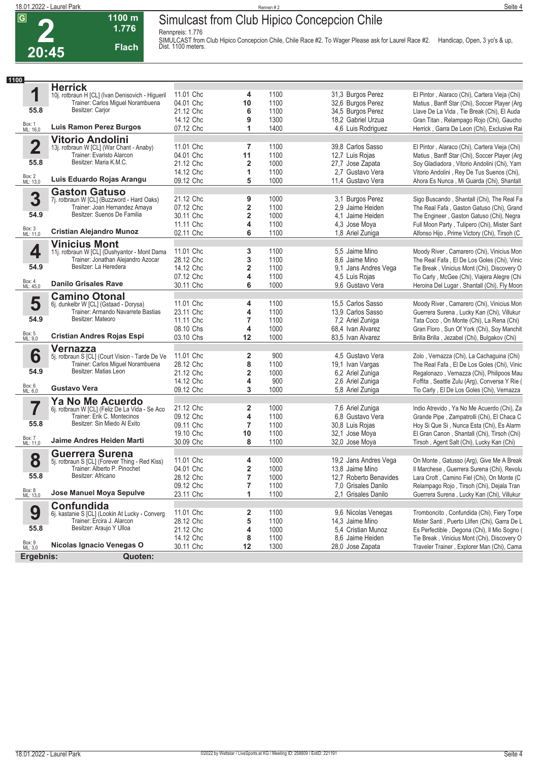# 2 — 20:45 — 1100 m — 1.776 — Flach

## Simulcast from Club Hipico Concepcion Chile

Rennpreis: 1.776

SIMULCAST from Club Hipico Concepcion Chile, Chile Race #2. To Wager Please ask for Laurel Race #2. Handicap, Open, 3 yo's & up, Dist. 1100 meters.

**1100**

### 1 Herrick
10j. rotbraun H [CL] (Ivan Denisovich - Higueril
Trainer: Carlos Miguel Norambuena
Besitzer: Carjor
55.8
Box: 1 ML: 16,0
**Luis Ramon Perez Burgos**

| Datum | Platz | Distanz | Quote / Jockey | Einlauf |
|---|---|---|---|---|
| 11.01 Chc | 4 | 1100 | 31,3 Burgos Perez | El Pintor , Alaraco (Chi), Cartera Vieja (Chi) |
| 04.01 Chc | 10 | 1100 | 32,6 Burgos Perez | Matius , Banff Star (Chi), Soccer Player (Arg |
| 21.12 Chc | 6 | 1100 | 34,5 Burgos Perez | Llave De La Vida , Tie Break (Chi), El Auda |
| 14.12 Chc | 9 | 1300 | 18,2 Gabriel Urzua | Gran Titan , Relampago Rojo (Chi), Gaucho |
| 07.12 Chc | 1 | 1400 | 4,6 Luis Rodriguez | Herrick , Garra De Leon (Chi), Exclusive Rai |

### 2 Vitorio Andolini
13j. rotbraun W [CL] (War Chant - Anaby)
Trainer: Evaristo Alarcon
Besitzer: Maria K.M.C.
55.8
Box: 2 ML: 13,0
**Luis Eduardo Rojas Arangu**

| Datum | Platz | Distanz | Quote / Jockey | Einlauf |
|---|---|---|---|---|
| 11.01 Chc | 7 | 1100 | 39,8 Carlos Sasso | El Pintor , Alaraco (Chi), Cartera Vieja (Chi) |
| 04.01 Chc | 11 | 1100 | 12,7 Luis Rojas | Matius , Banff Star (Chi), Soccer Player (Arg |
| 21.12 Chc | 2 | 1000 | 27,7 Jose Zapata | Soy Gladiadora , Vitorio Andolini (Chi), Yam |
| 14.12 Chc | 1 | 1100 | 2,7 Gustavo Vera | Vitorio Andolini , Rey De Tus Suenos (Chi), |
| 09.12 Chc | 5 | 1000 | 11,4 Gustavo Vera | Ahora Es Nunca , Mi Guarda (Chi), Shantall |

### 3 Gaston Gatuso
7j. rotbraun W [CL] (Buzzword - Hard Oaks)
Trainer: Joan Hernandez Amaya
Besitzer: Suenos De Familia
54.9
Box: 3 ML: 11,0
**Cristian Alejandro Munoz**

| Datum | Platz | Distanz | Quote / Jockey | Einlauf |
|---|---|---|---|---|
| 21.12 Chc | 9 | 1000 | 3,1 Burgos Perez | Sigo Buscando , Shantall (Chi), The Real Fa |
| 07.12 Chc | 2 | 1100 | 2,9 Jaime Heiden | The Real Fafa , Gaston Gatuso (Chi), Grand |
| 30.11 Chc | 2 | 1000 | 4,1 Jaime Heiden | The Engineer , Gaston Gatuso (Chi), Negra |
| 11.11 Chc | 4 | 1100 | 4,3 Jose Moya | Full Moon Party , Tulipero (Chi), Mister Sant |
| 02.11 Chc | 6 | 1100 | 1,8 Ariel Zuniga | Alfonso Hijo , Prime Victory (Chi), Tirsoh (C |

### 4 Vinicius Mont
11j. rotbraun W [CL] (Dushyantor - Mont Dama
Trainer: Jonathan Alejandro Azocar
Besitzer: La Heredera
54.9
Box: 4 ML: 45,0
**Danilo Grisales Rave**

| Datum | Platz | Distanz | Quote / Jockey | Einlauf |
|---|---|---|---|---|
| 11.01 Chc | 3 | 1100 | 5,5 Jaime Mino | Moody River , Camarero (Chi), Vinicius Mon |
| 28.12 Chc | 3 | 1100 | 8,6 Jaime Mino | The Real Fafa , El De Los Goles (Chi), Vinic |
| 14.12 Chc | 2 | 1100 | 9,1 Jans Andres Vega | Tie Break , Vinicius Mont (Chi), Discovery O |
| 07.12 Chc | 4 | 1100 | 4,5 Luis Rojas | Tio Carly , McGee (Chi), Viajera Alegre (Chi |
| 30.11 Chc | 6 | 1000 | 9,6 Gustavo Vera | Heroina Del Lugar , Shantall (Chi), Fly Moon |

### 5 Camino Otonal
6j. dunkelbr W [CL] (Gstaad - Dorysa)
Trainer: Armando Navarrete Bastias
Besitzer: Mateoro
54.9
Box: 5 ML: 9,0
**Cristian Andres Rojas Espi**

| Datum | Platz | Distanz | Quote / Jockey | Einlauf |
|---|---|---|---|---|
| 11.01 Chc | 4 | 1100 | 15,5 Carlos Sasso | Moody River , Camarero (Chi), Vinicius Mon |
| 23.11 Chc | 4 | 1100 | 13,9 Carlos Sasso | Guerrera Surena , Lucky Kan (Chi), Villukur |
| 11.11 Chc | 7 | 1100 | 7,2 Ariel Zuniga | Tata Coco , On Monte (Chi), La Rena (Chi) |
| 08.10 Chs | 4 | 1000 | 68,4 Ivan Alvarez | Gran Floro , Sun Of York (Chi), Soy Manchit |
| 03.10 Chs | 12 | 1000 | 83,5 Ivan Alvarez | Brilla Brilla , Jezabel (Chi), Bulgakov (Chi) |

### 6 Vernazza
5j. rotbraun S [CL] (Court Vision - Tarde De Ve
Trainer: Carlos Miguel Norambuena
Besitzer: Matias Leon
54.9
Box: 6 ML: 6,0
**Gustavo Vera**

| Datum | Platz | Distanz | Quote / Jockey | Einlauf |
|---|---|---|---|---|
| 11.01 Chc | 2 | 900 | 4,5 Gustavo Vera | Zolo , Vernazza (Chi), La Cachaguina (Chi) |
| 28.12 Chc | 8 | 1100 | 19,1 Ivan Vargas | The Real Fafa , El De Los Goles (Chi), Vinic |
| 21.12 Chc | 2 | 1000 | 6,2 Ariel Zuniga | Regalonazo , Vernazza (Chi), Philipoos Mau |
| 14.12 Chc | 4 | 900 | 2,6 Ariel Zuniga | Foffita , Seattle Zulu (Arg), Conversa Y Rie ( |
| 09.12 Chc | 3 | 1000 | 5,8 Ariel Zuniga | Tio Carly , El De Los Goles (Chi), Vernazza |

### 7 Ya No Me Acuerdo
6j. rotbraun W [CL] (Feliz De La Vida - Se Aco
Trainer: Erik C. Montecinos
Besitzer: Sin Miedo Al Exito
55.8
Box: 7 ML: 11,0
**Jaime Andres Heiden Marti**

| Datum | Platz | Distanz | Quote / Jockey | Einlauf |
|---|---|---|---|---|
| 21.12 Chc | 2 | 1000 | 7,6 Ariel Zuniga | Indio Atrevido , Ya No Me Acuerdo (Chi), Za |
| 09.12 Chc | 4 | 1100 | 6,8 Gustavo Vera | Grande Pipe , Zampatrolli (Chi), El Chaca C |
| 09.11 Chc | 7 | 1100 | 30,8 Luis Rojas | Hoy Si Que Si , Nunca Esta (Chi), Es Alarm |
| 19.10 Chc | 10 | 1100 | 32,1 Jose Moya | El Gran Canon , Shantall (Chi), Tirsoh (Chi) |
| 30.09 Chc | 8 | 1100 | 32,0 Jose Moya | Tirsoh , Agent Salt (Chi), Lucky Kan (Chi) |

### 8 Guerrera Surena
5j. rotbraun S [CL] (Forever Thing - Red Kiss)
Trainer: Alberto P. Pinochet
Besitzer: Africano
55.8
Box: 8 ML: 13,0
**Jose Manuel Moya Sepulve**

| Datum | Platz | Distanz | Quote / Jockey | Einlauf |
|---|---|---|---|---|
| 11.01 Chc | 4 | 1000 | 19,2 Jans Andres Vega | On Monte , Gatusso (Arg), Give Me A Break |
| 04.01 Chc | 2 | 1000 | 13,8 Jaime Mino | Il Marchese , Guerrera Surena (Chi), Revolu |
| 28.12 Chc | 7 | 1000 | 12,7 Roberto Benavides | Lara Croft , Camino Fiel (Chi), On Monte (C |
| 09.12 Chc | 7 | 1100 | 7,0 Grisales Danilo | Relampago Rojo , Tirsoh (Chi), Dejala Tran |
| 23.11 Chc | 1 | 1100 | 2,1 Grisales Danilo | Guerrera Surena , Lucky Kan (Chi), Villukur |

### 9 Confundida
6j. kastanie S [CL] (Lookin At Lucky - Converg
Trainer: Ercira J. Alarcon
Besitzer: Araujo Y Ulloa
55.8
Box: 9 ML: 3,0
**Nicolas Ignacio Venegas O**

| Datum | Platz | Distanz | Quote / Jockey | Einlauf |
|---|---|---|---|---|
| 11.01 Chc | 2 | 1100 | 9,6 Nicolas Venegas | Tromboncito , Confundida (Chi), Fiery Torpe |
| 28.12 Chc | 5 | 1100 | 14,3 Jaime Mino | Mister Santi , Puerto Llifen (Chi), Garra De L |
| 21.12 Chc | 4 | 1000 | 5,4 Cristian Munoz | Es Perfectible , Degona (Chi), Il Mio Sogno ( |
| 14.12 Chc | 8 | 1100 | 8,6 Jaime Heiden | Tie Break , Vinicius Mont (Chi), Discovery O |
| 30.11 Chc | 12 | 1300 | 28,0 Jose Zapata | Traveler Trainer , Explorer Man (Chi), Cama |

**Ergebnis:** **Quoten:**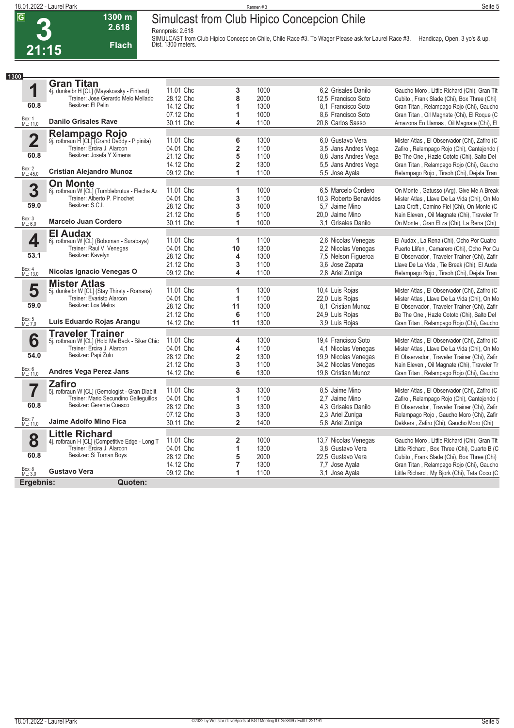# 3 — 21:15

**1300 m — 2.618 — Flach**

## Simulcast from Club Hipico Concepcion Chile

Rennpreis: 2.618

SIMULCAST from Club Hipico Concepcion Chile, Chile Race #3. To Wager Please ask for Laurel Race #3. Handicap, Open, 3 yo's & up, Dist. 1300 meters.

**1300**

### 1 Gran Titan
4j. dunkelbr H [CL] (Mayakovsky - Finland)
Trainer: Jose Gerardo Melo Mellado
Besitzer: El Pelin
60.8
Box: 1 ML: 11,0
**Danilo Grisales Rave**

| Datum | Platz | Distanz | Quote / Jockey | Einlauf |
|---|---|---|---|---|
| 11.01 Chc | 3 | 1000 | 6,2 Grisales Danilo | Gaucho Moro , Little Richard (Chi), Gran Tit |
| 28.12 Chc | 8 | 2000 | 12,5 Francisco Soto | Cubito , Frank Slade (Chi), Box Three (Chi) |
| 14.12 Chc | 1 | 1300 | 8,1 Francisco Soto | Gran Titan , Relampago Rojo (Chi), Gaucho |
| 07.12 Chc | 1 | 1000 | 8,6 Francisco Soto | Gran Titan , Oil Magnate (Chi), El Roque (C |
| 30.11 Chc | 4 | 1100 | 20,8 Carlos Sasso | Amazona En Llamas , Oil Magnate (Chi), El |

### 2 Relampago Rojo
9j. rotbraun H [CL] (Grand Daddy - Pipinita)
Trainer: Ercira J. Alarcon
Besitzer: Josefa Y Ximena
60.8
Box: 2 ML: 45,0
**Cristian Alejandro Munoz**

| Datum | Platz | Distanz | Quote / Jockey | Einlauf |
|---|---|---|---|---|
| 11.01 Chc | 6 | 1300 | 6,0 Gustavo Vera | Mister Atlas , El Observador (Chi), Zafiro (C |
| 04.01 Chc | 2 | 1100 | 3,5 Jans Andres Vega | Zafiro , Relampago Rojo (Chi), Cantejondo ( |
| 21.12 Chc | 5 | 1100 | 8,8 Jans Andres Vega | Be The One , Hazle Cototo (Chi), Salto Del |
| 14.12 Chc | 2 | 1300 | 5,5 Jans Andres Vega | Gran Titan , Relampago Rojo (Chi), Gaucho |
| 09.12 Chc | 1 | 1100 | 5,5 Jose Ayala | Relampago Rojo , Tirsoh (Chi), Dejala Tran |

### 3 On Monte
8j. rotbraun W [CL] (Tumblebrutus - Flecha Az
Trainer: Alberto P. Pinochet
Besitzer: S.C.I.
59.0
Box: 3 ML: 6,0
**Marcelo Juan Cordero**

| Datum | Platz | Distanz | Quote / Jockey | Einlauf |
|---|---|---|---|---|
| 11.01 Chc | 1 | 1000 | 6,5 Marcelo Cordero | On Monte , Gatusso (Arg), Give Me A Break |
| 04.01 Chc | 3 | 1100 | 10,3 Roberto Benavides | Mister Atlas , Llave De La Vida (Chi), On Mo |
| 28.12 Chc | 3 | 1000 | 5,7 Jaime Mino | Lara Croft , Camino Fiel (Chi), On Monte (C |
| 21.12 Chc | 5 | 1100 | 20,0 Jaime Mino | Nain Eleven , Oil Magnate (Chi), Traveler Tr |
| 30.11 Chc | 1 | 1000 | 3,1 Grisales Danilo | On Monte , Gran Eliza (Chi), La Rena (Chi) |

### 4 El Audax
6j. rotbraun W [CL] (Boboman - Surabaya)
Trainer: Raul V. Venegas
Besitzer: Kavelyn
53.1
Box: 4 ML: 13,0
**Nicolas Ignacio Venegas O**

| Datum | Platz | Distanz | Quote / Jockey | Einlauf |
|---|---|---|---|---|
| 11.01 Chc | 1 | 1100 | 2,6 Nicolas Venegas | El Audax , La Rena (Chi), Ocho Por Cuatro |
| 04.01 Chc | 10 | 1300 | 2,2 Nicolas Venegas | Puerto Llifen , Camarero (Chi), Ocho Por Cu |
| 28.12 Chc | 4 | 1300 | 7,5 Nelson Figueroa | El Observador , Traveler Trainer (Chi), Zafir |
| 21.12 Chc | 3 | 1100 | 3,6 Jose Zapata | Llave De La Vida , Tie Break (Chi), El Auda |
| 09.12 Chc | 4 | 1100 | 2,8 Ariel Zuniga | Relampago Rojo , Tirsoh (Chi), Dejala Tran |

### 5 Mister Atlas
5j. dunkelbr W [CL] (Stay Thirsty - Romana)
Trainer: Evaristo Alarcon
Besitzer: Los Melos
59.0
Box: 5 ML: 7,0
**Luis Eduardo Rojas Arangu**

| Datum | Platz | Distanz | Quote / Jockey | Einlauf |
|---|---|---|---|---|
| 11.01 Chc | 1 | 1300 | 10,4 Luis Rojas | Mister Atlas , El Observador (Chi), Zafiro (C |
| 04.01 Chc | 1 | 1100 | 22,0 Luis Rojas | Mister Atlas , Llave De La Vida (Chi), On Mo |
| 28.12 Chc | 11 | 1300 | 8,1 Cristian Munoz | El Observador , Traveler Trainer (Chi), Zafir |
| 21.12 Chc | 6 | 1100 | 24,9 Luis Rojas | Be The One , Hazle Cototo (Chi), Salto Del |
| 14.12 Chc | 11 | 1300 | 3,9 Luis Rojas | Gran Titan , Relampago Rojo (Chi), Gaucho |

### 6 Traveler Trainer
5j. rotbraun W [CL] (Hold Me Back - Biker Chic
Trainer: Ercira J. Alarcon
Besitzer: Papi Zulo
54.0
Box: 6 ML: 11,0
**Andres Vega Perez Jans**

| Datum | Platz | Distanz | Quote / Jockey | Einlauf |
|---|---|---|---|---|
| 11.01 Chc | 4 | 1300 | 19,4 Francisco Soto | Mister Atlas , El Observador (Chi), Zafiro (C |
| 04.01 Chc | 4 | 1100 | 4,1 Nicolas Venegas | Mister Atlas , Llave De La Vida (Chi), On Mo |
| 28.12 Chc | 2 | 1300 | 19,9 Nicolas Venegas | El Observador , Traveler Trainer (Chi), Zafir |
| 21.12 Chc | 3 | 1100 | 34,2 Nicolas Venegas | Nain Eleven , Oil Magnate (Chi), Traveler Tr |
| 14.12 Chc | 6 | 1300 | 19,8 Cristian Munoz | Gran Titan , Relampago Rojo (Chi), Gaucho |

### 7 Zafiro
5j. rotbraun W [CL] (Gemologist - Gran Diablit
Trainer: Mario Secundino Galleguillos
Besitzer: Gerente Cuesco
60.8
Box: 7 ML: 11,0
**Jaime Adolfo Mino Fica**

| Datum | Platz | Distanz | Quote / Jockey | Einlauf |
|---|---|---|---|---|
| 11.01 Chc | 3 | 1300 | 8,5 Jaime Mino | Mister Atlas , El Observador (Chi), Zafiro (C |
| 04.01 Chc | 1 | 1100 | 2,7 Jaime Mino | Zafiro , Relampago Rojo (Chi), Cantejondo ( |
| 28.12 Chc | 3 | 1300 | 4,3 Grisales Danilo | El Observador , Traveler Trainer (Chi), Zafir |
| 07.12 Chc | 3 | 1300 | 2,3 Ariel Zuniga | Relampago Rojo , Gaucho Moro (Chi), Zafir |
| 30.11 Chc | 2 | 1400 | 5,8 Ariel Zuniga | Dekkers , Zafiro (Chi), Gaucho Moro (Chi) |

### 8 Little Richard
4j. rotbraun H [CL] (Competitive Edge - Long T
Trainer: Ercira J. Alarcon
Besitzer: Si Toman Boys
60.8
Box: 8 ML: 3,0
**Gustavo Vera**

| Datum | Platz | Distanz | Quote / Jockey | Einlauf |
|---|---|---|---|---|
| 11.01 Chc | 2 | 1000 | 13,7 Nicolas Venegas | Gaucho Moro , Little Richard (Chi), Gran Tit |
| 04.01 Chc | 1 | 1300 | 3,8 Gustavo Vera | Little Richard , Box Three (Chi), Cuarto B (C |
| 28.12 Chc | 5 | 2000 | 22,5 Gustavo Vera | Cubito , Frank Slade (Chi), Box Three (Chi) |
| 14.12 Chc | 7 | 1300 | 7,7 Jose Ayala | Gran Titan , Relampago Rojo (Chi), Gaucho |
| 09.12 Chc | 1 | 1100 | 3,1 Jose Ayala | Little Richard , My Bjork (Chi), Tata Coco (C |

**Ergebnis:** **Quoten:**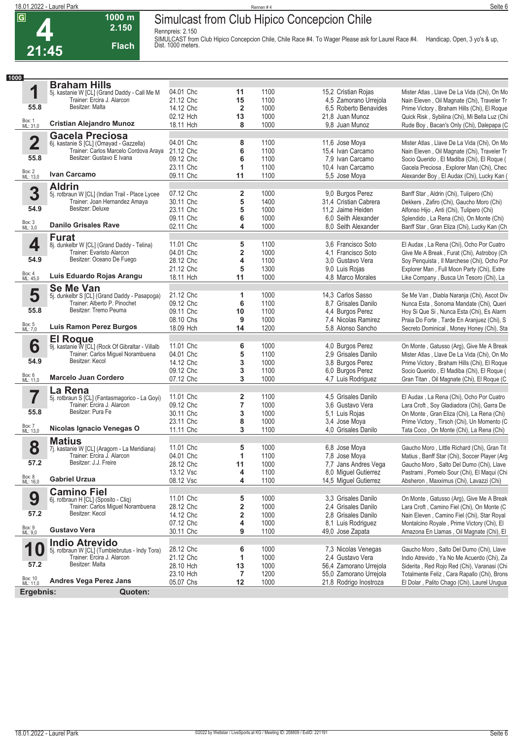# 4 — 21:45 — 1000 m — 2.150 — Flach

## Simulcast from Club Hipico Concepcion Chile

Rennpreis: 2.150

SIMULCAST from Club Hipico Concepcion Chile, Chile Race #4. To Wager Please ask for Laurel Race #4. Handicap, Open, 3 yo's & up, Dist. 1000 meters.

**1000**

### 1 Braham Hills
5j. kastanie W [CL] (Grand Daddy - Call Me M
Trainer: Ercira J. Alarcon
Besitzer: Malta
55.8 — Box: 1, ML: 31,0
**Cristian Alejandro Munoz**

| Datum | Platz | Dist. | Quote | Jockey | Ergebnis |
|---|---|---|---|---|---|
| 04.01 Chc | 11 | 1100 | 15,2 | Cristian Rojas | Mister Atlas , Llave De La Vida (Chi), On Mo |
| 21.12 Chc | 15 | 1100 | 4,5 | Zamorano Urrejola | Nain Eleven , Oil Magnate (Chi), Traveler Tr |
| 14.12 Chc | 2 | 1000 | 6,5 | Roberto Benavides | Prime Victory , Braham Hills (Chi), El Roque |
| 02.12 Hch | 13 | 1000 | 21,8 | Juan Munoz | Quick Risk , Sybilina (Chi), Mi Bella Luz (Chi |
| 18.11 Hch | 8 | 1000 | 9,8 | Juan Munoz | Rude Boy , Bacan's Only (Chi), Dalepapa (C |

### 2 Gacela Preciosa
6j. kastanie S [CL] (Omayad - Gazzella)
Trainer: Carlos Marcelo Cordova Araya
Besitzer: Gustavo E Ivana
55.8 — Box: 2, ML: 13,0
**Ivan Carcamo**

| Datum | Platz | Dist. | Quote | Jockey | Ergebnis |
|---|---|---|---|---|---|
| 04.01 Chc | 8 | 1100 | 11,6 | Jose Moya | Mister Atlas , Llave De La Vida (Chi), On Mo |
| 21.12 Chc | 6 | 1100 | 15,4 | Ivan Carcamo | Nain Eleven , Oil Magnate (Chi), Traveler Tr |
| 09.12 Chc | 6 | 1100 | 7,9 | Ivan Carcamo | Socio Querido , El Madiba (Chi), El Roque ( |
| 23.11 Chc | 1 | 1100 | 10,4 | Ivan Carcamo | Gacela Preciosa , Explorer Man (Chi), Chec |
| 09.11 Chc | 11 | 1100 | 5,5 | Jose Moya | Alexander Boy , El Audax (Chi), Lucky Kan ( |

### 3 Aldrin
5j. rotbraun W [CL] (Indian Trail - Place Lycee
Trainer: Joan Hernandez Amaya
Besitzer: Deluxe
54.9 — Box: 3, ML: 3,0
**Danilo Grisales Rave**

| Datum | Platz | Dist. | Quote | Jockey | Ergebnis |
|---|---|---|---|---|---|
| 07.12 Chc | 2 | 1000 | 9,0 | Burgos Perez | Banff Star , Aldrin (Chi), Tulipero (Chi) |
| 30.11 Chc | 5 | 1400 | 31,4 | Cristian Cabrera | Dekkers , Zafiro (Chi), Gaucho Moro (Chi) |
| 23.11 Chc | 5 | 1000 | 11,2 | Jaime Heiden | Alfonso Hijo , Anti (Chi), Tulipero (Chi) |
| 09.11 Chc | 6 | 1000 | 6,0 | Seith Alexander | Splendido , La Rena (Chi), On Monte (Chi) |
| 02.11 Chc | 4 | 1000 | 8,0 | Seith Alexander | Banff Star , Gran Eliza (Chi), Lucky Kan (Ch |

### 4 Furat
8j. dunkelbr W [CL] (Grand Daddy - Telina)
Trainer: Evaristo Alarcon
Besitzer: Oceano De Fuego
54.9 — Box: 4, ML: 45,0
**Luis Eduardo Rojas Arangu**

| Datum | Platz | Dist. | Quote | Jockey | Ergebnis |
|---|---|---|---|---|---|
| 11.01 Chc | 5 | 1100 | 3,6 | Francisco Soto | El Audax , La Rena (Chi), Ocho Por Cuatro |
| 04.01 Chc | 2 | 1000 | 4,1 | Francisco Soto | Give Me A Break , Furat (Chi), Astroboy (Ch |
| 28.12 Chc | 4 | 1100 | 3,0 | Gustavo Vera | Soy Penquista , Il Marchese (Chi), Ocho Por |
| 21.12 Chc | 5 | 1300 | 9,0 | Luis Rojas | Explorer Man , Full Moon Party (Chi), Extre |
| 18.11 Hch | 11 | 1000 | 4,8 | Marco Morales | Like Company , Busca Un Tesoro (Chi), La |

### 5 Se Me Van
5j. dunkelbr S [CL] (Grand Daddy - Pasapoga)
Trainer: Alberto P. Pinochet
Besitzer: Tremo Peuma
55.8 — Box: 5, ML: 7,0
**Luis Ramon Perez Burgos**

| Datum | Platz | Dist. | Quote | Jockey | Ergebnis |
|---|---|---|---|---|---|
| 21.12 Chc | 1 | 1000 | 14,3 | Carlos Sasso | Se Me Van , Diabla Naranja (Chi), Ascot Div |
| 09.12 Chc | 6 | 1100 | 8,7 | Grisales Danilo | Nunca Esta , Sonoma Mandate (Chi), Queri |
| 09.11 Chc | 10 | 1100 | 4,4 | Burgos Perez | Hoy Si Que Si , Nunca Esta (Chi), Es Alarm |
| 08.10 Chs | 9 | 1000 | 7,4 | Nicolas Ramirez | Praia Do Forte , Tarde En Aranjuez (Chi), S |
| 18.09 Hch | 14 | 1200 | 5,8 | Alonso Sancho | Secreto Dominical , Money Honey (Chi), Sta |

### 6 El Roque
9j. kastanie W [CL] (Rock Of Gibraltar - Villalb
Trainer: Carlos Miguel Norambuena
Besitzer: Kecol
54.9 — Box: 6, ML: 11,0
**Marcelo Juan Cordero**

| Datum | Platz | Dist. | Quote | Jockey | Ergebnis |
|---|---|---|---|---|---|
| 11.01 Chc | 6 | 1000 | 4,0 | Burgos Perez | On Monte , Gatusso (Arg), Give Me A Break |
| 04.01 Chc | 5 | 1100 | 2,9 | Grisales Danilo | Mister Atlas , Llave De La Vida (Chi), On Mo |
| 14.12 Chc | 3 | 1000 | 3,8 | Burgos Perez | Prime Victory , Braham Hills (Chi), El Roque |
| 09.12 Chc | 3 | 1100 | 6,0 | Burgos Perez | Socio Querido , El Madiba (Chi), El Roque ( |
| 07.12 Chc | 3 | 1000 | 4,7 | Luis Rodriguez | Gran Titan , Oil Magnate (Chi), El Roque (C |

### 7 La Rena
5j. rotbraun S [CL] (Fantasmagorico - La Goyi)
Trainer: Ercira J. Alarcon
Besitzer: Pura Fe
55.8 — Box: 7, ML: 13,0
**Nicolas Ignacio Venegas O**

| Datum | Platz | Dist. | Quote | Jockey | Ergebnis |
|---|---|---|---|---|---|
| 11.01 Chc | 2 | 1100 | 4,5 | Grisales Danilo | El Audax , La Rena (Chi), Ocho Por Cuatro |
| 09.12 Chc | 7 | 1000 | 3,6 | Gustavo Vera | Lara Croft , Soy Gladiadora (Chi), Garra De |
| 30.11 Chc | 3 | 1000 | 5,1 | Luis Rojas | On Monte , Gran Eliza (Chi), La Rena (Chi) |
| 23.11 Chc | 8 | 1000 | 3,4 | Jose Moya | Prime Victory , Tirsoh (Chi), Un Momento (C |
| 11.11 Chc | 3 | 1100 | 4,0 | Grisales Danilo | Tata Coco , On Monte (Chi), La Rena (Chi) |

### 8 Matius
7j. kastanie W [CL] (Aragorn - La Meridiana)
Trainer: Ercira J. Alarcon
Besitzer: J.J. Freire
57.2 — Box: 8, ML: 16,0
**Gabriel Urzua**

| Datum | Platz | Dist. | Quote | Jockey | Ergebnis |
|---|---|---|---|---|---|
| 11.01 Chc | 5 | 1000 | 6,8 | Jose Moya | Gaucho Moro , Little Richard (Chi), Gran Tit |
| 04.01 Chc | 1 | 1100 | 7,8 | Jose Moya | Matius , Banff Star (Chi), Soccer Player (Arg |
| 28.12 Chc | 11 | 1000 | 7,7 | Jans Andres Vega | Gaucho Moro , Salto Del Dumo (Chi), Llave |
| 13.12 Vsc | 4 | 1100 | 8,0 | Miguel Gutierrez | Pastrami , Pomelo Sour (Chi), El Maqui (Chi |
| 08.12 Vsc | 4 | 1100 | 14,5 | Miguel Gutierrez | Absheron , Maxximus (Chi), Lavazzi (Chi) |

### 9 Camino Fiel
6j. rotbraun H [CL] (Sposito - Cliq)
Trainer: Carlos Miguel Norambuena
Besitzer: Kecol
57.2 — Box: 9, ML: 9,0
**Gustavo Vera**

| Datum | Platz | Dist. | Quote | Jockey | Ergebnis |
|---|---|---|---|---|---|
| 11.01 Chc | 5 | 1000 | 3,3 | Grisales Danilo | On Monte , Gatusso (Arg), Give Me A Break |
| 28.12 Chc | 2 | 1000 | 2,4 | Grisales Danilo | Lara Croft , Camino Fiel (Chi), On Monte (C |
| 14.12 Chc | 2 | 1000 | 2,8 | Grisales Danilo | Nain Eleven , Camino Fiel (Chi), Star Royal |
| 07.12 Chc | 4 | 1000 | 8,1 | Luis Rodriguez | Montalcino Royale , Prime Victory (Chi), El |
| 30.11 Chc | 9 | 1100 | 49,0 | Jose Zapata | Amazona En Llamas , Oil Magnate (Chi), El |

### 10 Indio Atrevido
5j. rotbraun W [CL] (Tumblebrutus - Indy Tora)
Trainer: Ercira J. Alarcon
Besitzer: Malta
57.2 — Box: 10, ML: 11,0
**Andres Vega Perez Jans**

| Datum | Platz | Dist. | Quote | Jockey | Ergebnis |
|---|---|---|---|---|---|
| 28.12 Chc | 6 | 1000 | 7,3 | Nicolas Venegas | Gaucho Moro , Salto Del Dumo (Chi), Llave |
| 21.12 Chc | 1 | 1000 | 2,4 | Gustavo Vera | Indio Atrevido , Ya No Me Acuerdo (Chi), Za |
| 28.10 Hch | 13 | 1000 | 56,4 | Zamorano Urrejola | Siderita , Red Rojo Red (Chi), Varanasi (Chi |
| 23.10 Hch | 7 | 1200 | 55,0 | Zamorano Urrejola | Totalmente Feliz , Cara Rapallo (Chi), Brons |
| 05.07 Chs | 12 | 1000 | 21,8 | Rodrigo Inostroza | El Dolar , Palito Chago (Chi), Laurel Urugua |

**Ergebnis:** **Quoten:**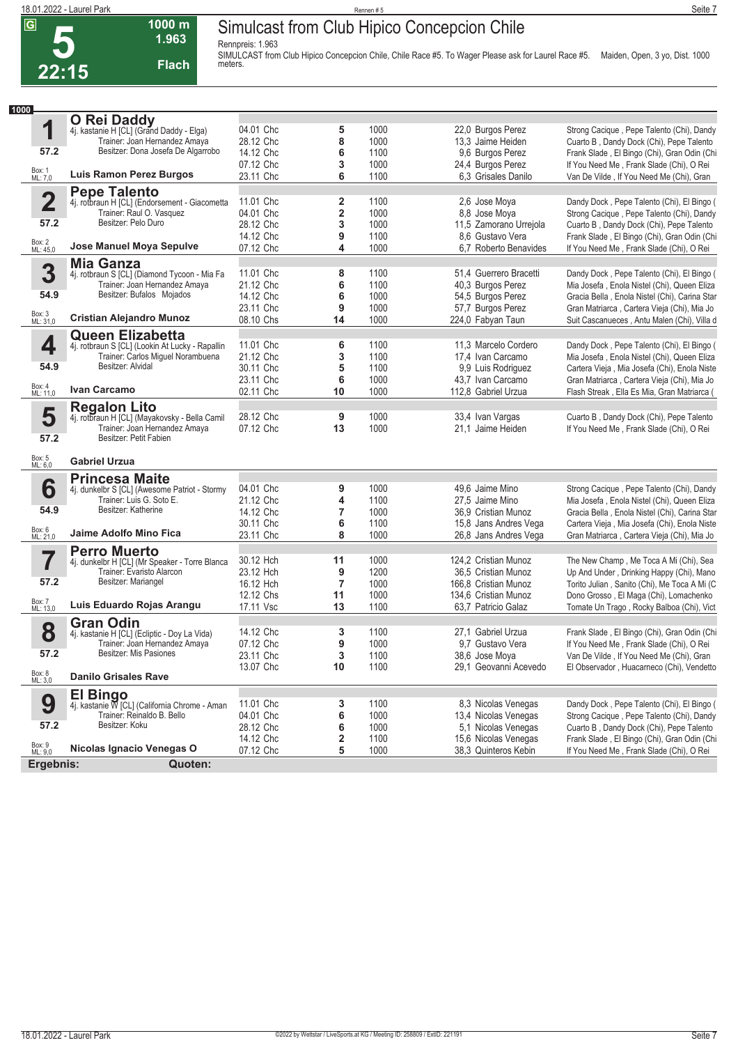# 5 — 22:15 — 1000 m — 1.963 — Flach

## Simulcast from Club Hipico Concepcion Chile

Rennpreis: 1.963

SIMULCAST from Club Hipico Concepcion Chile, Chile Race #5. To Wager Please ask for Laurel Race #5. Maiden, Open, 3 yo, Dist. 1000 meters.

**1000**

### 1 O Rei Daddy
4j. kastanie H [CL] (Grand Daddy - Elga)
Trainer: Joan Hernandez Amaya
Besitzer: Dona Josefa De Algarrobo
57.2 — Box: 1 — ML: 7,0
**Luis Ramon Perez Burgos**

| Datum | Platz | Distanz | Quote / Jockey | Erste Drei |
|---|---|---|---|---|
| 04.01 Chc | 5 | 1000 | 22,0 Burgos Perez | Strong Cacique , Pepe Talento (Chi), Dandy |
| 28.12 Chc | 8 | 1000 | 13,3 Jaime Heiden | Cuarto B , Dandy Dock (Chi), Pepe Talento |
| 14.12 Chc | 6 | 1100 | 9,6 Burgos Perez | Frank Slade , El Bingo (Chi), Gran Odin (Chi |
| 07.12 Chc | 3 | 1000 | 24,4 Burgos Perez | If You Need Me , Frank Slade (Chi), O Rei |
| 23.11 Chc | 6 | 1100 | 6,3 Grisales Danilo | Van De Vilde , If You Need Me (Chi), Gran |

### 2 Pepe Talento
4j. rotbraun H [CL] (Endorsement - Giacometta
Trainer: Raul O. Vasquez
Besitzer: Pelo Duro
57.2 — Box: 2 — ML: 45,0
**Jose Manuel Moya Sepulve**

| Datum | Platz | Distanz | Quote / Jockey | Erste Drei |
|---|---|---|---|---|
| 11.01 Chc | 2 | 1100 | 2,6 Jose Moya | Dandy Dock , Pepe Talento (Chi), El Bingo ( |
| 04.01 Chc | 2 | 1000 | 8,8 Jose Moya | Strong Cacique , Pepe Talento (Chi), Dandy |
| 28.12 Chc | 3 | 1000 | 11,5 Zamorano Urrejola | Cuarto B , Dandy Dock (Chi), Pepe Talento |
| 14.12 Chc | 9 | 1100 | 8,6 Gustavo Vera | Frank Slade , El Bingo (Chi), Gran Odin (Chi |
| 07.12 Chc | 4 | 1000 | 6,7 Roberto Benavides | If You Need Me , Frank Slade (Chi), O Rei |

### 3 Mia Ganza
4j. rotbraun S [CL] (Diamond Tycoon - Mia Fa
Trainer: Joan Hernandez Amaya
Besitzer: Bufalos Mojados
54.9 — Box: 3 — ML: 31,0
**Cristian Alejandro Munoz**

| Datum | Platz | Distanz | Quote / Jockey | Erste Drei |
|---|---|---|---|---|
| 11.01 Chc | 8 | 1100 | 51,4 Guerrero Bracetti | Dandy Dock , Pepe Talento (Chi), El Bingo ( |
| 21.12 Chc | 6 | 1100 | 40,3 Burgos Perez | Mia Josefa , Enola Nistel (Chi), Queen Eliza |
| 14.12 Chc | 6 | 1000 | 54,5 Burgos Perez | Gracia Bella , Enola Nistel (Chi), Carina Star |
| 23.11 Chc | 9 | 1000 | 57,7 Burgos Perez | Gran Matriarca , Cartera Vieja (Chi), Mia Jo |
| 08.10 Chs | 14 | 1000 | 224,0 Fabyan Taun | Suit Cascanueces , Antu Malen (Chi), Villa d |

### 4 Queen Elizabetta
4j. rotbraun S [CL] (Lookin At Lucky - Rapallin
Trainer: Carlos Miguel Norambuena
Besitzer: Alvidal
54.9 — Box: 4 — ML: 11,0
**Ivan Carcamo**

| Datum | Platz | Distanz | Quote / Jockey | Erste Drei |
|---|---|---|---|---|
| 11.01 Chc | 6 | 1100 | 11,3 Marcelo Cordero | Dandy Dock , Pepe Talento (Chi), El Bingo ( |
| 21.12 Chc | 3 | 1100 | 17,4 Ivan Carcamo | Mia Josefa , Enola Nistel (Chi), Queen Eliza |
| 30.11 Chc | 5 | 1100 | 9,9 Luis Rodriguez | Cartera Vieja , Mia Josefa (Chi), Enola Niste |
| 23.11 Chc | 6 | 1000 | 43,7 Ivan Carcamo | Gran Matriarca , Cartera Vieja (Chi), Mia Jo |
| 02.11 Chc | 10 | 1000 | 112,8 Gabriel Urzua | Flash Streak , Ella Es Mia, Gran Matriarca ( |

### 5 Regalon Lito
4j. rotbraun H [CL] (Mayakovsky - Bella Camil
Trainer: Joan Hernandez Amaya
Besitzer: Petit Fabien
57.2 — Box: 5 — ML: 6,0
**Gabriel Urzua**

| Datum | Platz | Distanz | Quote / Jockey | Erste Drei |
|---|---|---|---|---|
| 28.12 Chc | 9 | 1000 | 33,4 Ivan Vargas | Cuarto B , Dandy Dock (Chi), Pepe Talento |
| 07.12 Chc | 13 | 1000 | 21,1 Jaime Heiden | If You Need Me , Frank Slade (Chi), O Rei |

### 6 Princesa Maite
4j. dunkelbr S [CL] (Awesome Patriot - Stormy
Trainer: Luis G. Soto E.
Besitzer: Katherine
54.9 — Box: 6 — ML: 21,0
**Jaime Adolfo Mino Fica**

| Datum | Platz | Distanz | Quote / Jockey | Erste Drei |
|---|---|---|---|---|
| 04.01 Chc | 9 | 1000 | 49,6 Jaime Mino | Strong Cacique , Pepe Talento (Chi), Dandy |
| 21.12 Chc | 4 | 1100 | 27,5 Jaime Mino | Mia Josefa , Enola Nistel (Chi), Queen Eliza |
| 14.12 Chc | 7 | 1000 | 36,9 Cristian Munoz | Gracia Bella , Enola Nistel (Chi), Carina Star |
| 30.11 Chc | 6 | 1100 | 15,8 Jans Andres Vega | Cartera Vieja , Mia Josefa (Chi), Enola Niste |
| 23.11 Chc | 8 | 1000 | 26,8 Jans Andres Vega | Gran Matriarca , Cartera Vieja (Chi), Mia Jo |

### 7 Perro Muerto
4j. dunkelbr H [CL] (Mr Speaker - Torre Blanca
Trainer: Evaristo Alarcon
Besitzer: Mariangel
57.2 — Box: 7 — ML: 13,0
**Luis Eduardo Rojas Arangu**

| Datum | Platz | Distanz | Quote / Jockey | Erste Drei |
|---|---|---|---|---|
| 30.12 Hch | 11 | 1000 | 124,2 Cristian Munoz | The New Champ , Me Toca A Mi (Chi), Sea |
| 23.12 Hch | 9 | 1200 | 36,5 Cristian Munoz | Up And Under , Drinking Happy (Chi), Mano |
| 16.12 Hch | 7 | 1000 | 166,8 Cristian Munoz | Torito Julian , Sanito (Chi), Me Toca A Mi (C |
| 12.12 Chs | 11 | 1000 | 134,6 Cristian Munoz | Dono Grosso , El Maga (Chi), Lomachenko |
| 17.11 Vsc | 13 | 1100 | 63,7 Patricio Galaz | Tomate Un Trago , Rocky Balboa (Chi), Vict |

### 8 Gran Odin
4j. kastanie H [CL] (Ecliptic - Doy La Vida)
Trainer: Joan Hernandez Amaya
Besitzer: Mis Pasiones
57.2 — Box: 8 — ML: 3,0
**Danilo Grisales Rave**

| Datum | Platz | Distanz | Quote / Jockey | Erste Drei |
|---|---|---|---|---|
| 14.12 Chc | 3 | 1100 | 27,1 Gabriel Urzua | Frank Slade , El Bingo (Chi), Gran Odin (Chi |
| 07.12 Chc | 9 | 1000 | 9,7 Gustavo Vera | If You Need Me , Frank Slade (Chi), O Rei |
| 23.11 Chc | 3 | 1100 | 38,6 Jose Moya | Van De Vilde , If You Need Me (Chi), Gran |
| 13.07 Chc | 10 | 1100 | 29,1 Geovanni Acevedo | El Observador , Huacarneco (Chi), Vendetto |

### 9 El Bingo
4j. kastanie W [CL] (California Chrome - Aman
Trainer: Reinaldo B. Bello
Besitzer: Koku
57.2 — Box: 9 — ML: 9,0
**Nicolas Ignacio Venegas O**

| Datum | Platz | Distanz | Quote / Jockey | Erste Drei |
|---|---|---|---|---|
| 11.01 Chc | 3 | 1100 | 8,3 Nicolas Venegas | Dandy Dock , Pepe Talento (Chi), El Bingo ( |
| 04.01 Chc | 6 | 1000 | 13,4 Nicolas Venegas | Strong Cacique , Pepe Talento (Chi), Dandy |
| 28.12 Chc | 6 | 1000 | 5,1 Nicolas Venegas | Cuarto B , Dandy Dock (Chi), Pepe Talento |
| 14.12 Chc | 2 | 1100 | 15,6 Nicolas Venegas | Frank Slade , El Bingo (Chi), Gran Odin (Chi |
| 07.12 Chc | 5 | 1000 | 38,3 Quinteros Kebin | If You Need Me , Frank Slade (Chi), O Rei |

**Ergebnis:** **Quoten:**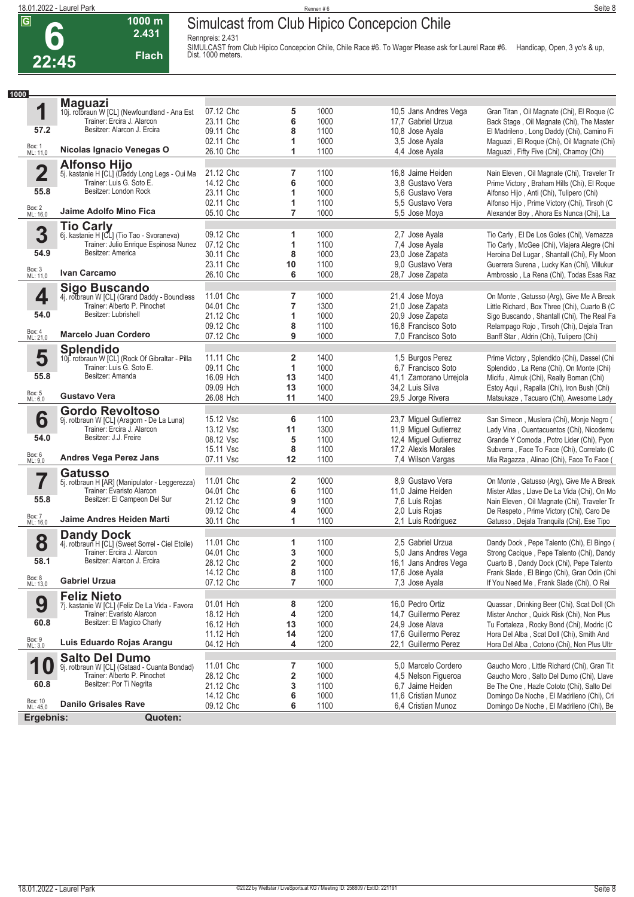# 6 — Simulcast from Club Hipico Concepcion Chile

G | 1000 m | 2.431 | Flach | 22:45

Rennpreis: 2.431

SIMULCAST from Club Hipico Concepcion Chile, Chile Race #6. To Wager Please ask for Laurel Race #6. Handicap, Open, 3 yo's & up, Dist. 1000 meters.

**1000**

| Nr. | Pferd | Datum | Platz | Distanz | Quote / Jockey | Einlauf |
|---|---|---|---|---|---|---|
| **1** | **Maguazi**<br>10j. rotbraun W [CL] (Newfoundland - Ana Est<br>Trainer: Ercira J. Alarcon<br>Besitzer: Alarcon J. Ercira<br>57.2<br>Box: 1 ML: 11,0<br>**Nicolas Ignacio Venegas O** | 07.12 Chc | 5 | 1000 | 10,5 Jans Andres Vega | Gran Titan , Oil Magnate (Chi), El Roque (C |
| | | 23.11 Chc | 6 | 1000 | 17,7 Gabriel Urzua | Back Stage , Oil Magnate (Chi), The Master |
| | | 09.11 Chc | 8 | 1100 | 10,8 Jose Ayala | El Madrileno , Long Daddy (Chi), Camino Fi |
| | | 02.11 Chc | 1 | 1000 | 3,5 Jose Ayala | Maguazi , El Roque (Chi), Oil Magnate (Chi) |
| | | 26.10 Chc | 1 | 1100 | 4,4 Jose Ayala | Maguazi , Fifty Five (Chi), Chamoy (Chi) |
| **2** | **Alfonso Hijo**<br>5j. kastanie H [CL] (Daddy Long Legs - Oui Ma<br>Trainer: Luis G. Soto E.<br>Besitzer: London Rock<br>55.8<br>Box: 2 ML: 16,0<br>**Jaime Adolfo Mino Fica** | 21.12 Chc | 7 | 1100 | 16,8 Jaime Heiden | Nain Eleven , Oil Magnate (Chi), Traveler Tr |
| | | 14.12 Chc | 6 | 1000 | 3,8 Gustavo Vera | Prime Victory , Braham Hills (Chi), El Roque |
| | | 23.11 Chc | 1 | 1000 | 5,6 Gustavo Vera | Alfonso Hijo , Anti (Chi), Tulipero (Chi) |
| | | 02.11 Chc | 1 | 1100 | 5,5 Gustavo Vera | Alfonso Hijo , Prime Victory (Chi), Tirsoh (C |
| | | 05.10 Chc | 7 | 1000 | 5,5 Jose Moya | Alexander Boy , Ahora Es Nunca (Chi), La |
| **3** | **Tio Carly**<br>6j. kastanie H [CL] (Tio Tao - Svoraneva)<br>Trainer: Julio Enrique Espinosa Nunez<br>Besitzer: America<br>54.9<br>Box: 3 ML: 11,0<br>**Ivan Carcamo** | 09.12 Chc | 1 | 1000 | 2,7 Jose Ayala | Tio Carly , El De Los Goles (Chi), Vernazza |
| | | 07.12 Chc | 1 | 1100 | 7,4 Jose Ayala | Tio Carly , McGee (Chi), Viajera Alegre (Chi |
| | | 30.11 Chc | 8 | 1000 | 23,0 Jose Zapata | Heroina Del Lugar , Shantall (Chi), Fly Moon |
| | | 23.11 Chc | 10 | 1100 | 9,0 Gustavo Vera | Guerrera Surena , Lucky Kan (Chi), Villukur |
| | | 26.10 Chc | 6 | 1000 | 28,7 Jose Zapata | Ambrossio , La Rena (Chi), Todas Esas Raz |
| **4** | **Sigo Buscando**<br>4j. rotbraun W [CL] (Grand Daddy - Boundless<br>Trainer: Alberto P. Pinochet<br>Besitzer: Lubrishell<br>54.0<br>Box: 4 ML: 21,0<br>**Marcelo Juan Cordero** | 11.01 Chc | 7 | 1000 | 21,4 Jose Moya | On Monte , Gatusso (Arg), Give Me A Break |
| | | 04.01 Chc | 7 | 1300 | 21,0 Jose Zapata | Little Richard , Box Three (Chi), Cuarto B (C |
| | | 21.12 Chc | 1 | 1000 | 20,9 Jose Zapata | Sigo Buscando , Shantall (Chi), The Real Fa |
| | | 09.12 Chc | 8 | 1100 | 16,8 Francisco Soto | Relampago Rojo , Tirsoh (Chi), Dejala Tran |
| | | 07.12 Chc | 9 | 1000 | 7,0 Francisco Soto | Banff Star , Aldrin (Chi), Tulipero (Chi) |
| **5** | **Splendido**<br>10j. rotbraun W [CL] (Rock Of Gibraltar - Pilla<br>Trainer: Luis G. Soto E.<br>Besitzer: Amanda<br>55.8<br>Box: 5 ML: 6,0<br>**Gustavo Vera** | 11.11 Chc | 2 | 1400 | 1,5 Burgos Perez | Prime Victory , Splendido (Chi), Dassel (Chi |
| | | 09.11 Chc | 1 | 1000 | 6,7 Francisco Soto | Splendido , La Rena (Chi), On Monte (Chi) |
| | | 16.09 Hch | 13 | 1400 | 41,1 Zamorano Urrejola | Micifu , Almuk (Chi), Really Boman (Chi) |
| | | 09.09 Hch | 13 | 1000 | 34,2 Luis Silva | Estoy Aqui , Rapalla (Chi), Iron Bush (Chi) |
| | | 26.08 Hch | 11 | 1400 | 29,5 Jorge Rivera | Matsukaze , Tacuaro (Chi), Awesome Lady |
| **6** | **Gordo Revoltoso**<br>9j. rotbraun W [CL] (Aragorn - De La Luna)<br>Trainer: Ercira J. Alarcon<br>Besitzer: J.J. Freire<br>54.0<br>Box: 6 ML: 9,0<br>**Andres Vega Perez Jans** | 15.12 Vsc | 6 | 1100 | 23,7 Miguel Gutierrez | San Simeon , Muslera (Chi), Monje Negro ( |
| | | 13.12 Vsc | 11 | 1300 | 11,9 Miguel Gutierrez | Lady Vina , Cuentacuentos (Chi), Nicodemu |
| | | 08.12 Vsc | 5 | 1100 | 12,4 Miguel Gutierrez | Grande Y Comoda , Potro Lider (Chi), Pyon |
| | | 15.11 Vsc | 8 | 1100 | 17,2 Alexis Morales | Subverra , Face To Face (Chi), Correlato (C |
| | | 07.11 Vsc | 12 | 1100 | 7,4 Wilson Vargas | Mia Ragazza , Alinao (Chi), Face To Face ( |
| **7** | **Gatusso**<br>5j. rotbraun H [AR] (Manipulator - Leggerezza)<br>Trainer: Evaristo Alarcon<br>Besitzer: El Campeon Del Sur<br>55.8<br>Box: 7 ML: 16,0<br>**Jaime Andres Heiden Marti** | 11.01 Chc | 2 | 1000 | 8,9 Gustavo Vera | On Monte , Gatusso (Arg), Give Me A Break |
| | | 04.01 Chc | 6 | 1100 | 11,0 Jaime Heiden | Mister Atlas , Llave De La Vida (Chi), On Mo |
| | | 21.12 Chc | 9 | 1100 | 7,6 Luis Rojas | Nain Eleven , Oil Magnate (Chi), Traveler Tr |
| | | 09.12 Chc | 4 | 1000 | 2,0 Luis Rojas | De Respeto , Prime Victory (Chi), Caro De |
| | | 30.11 Chc | 1 | 1100 | 2,1 Luis Rodriguez | Gatusso , Dejala Tranquila (Chi), Ese Tipo |
| **8** | **Dandy Dock**<br>4j. rotbraun H [CL] (Sweet Sorrel - Ciel Etoile)<br>Trainer: Ercira J. Alarcon<br>Besitzer: Alarcon J. Ercira<br>58.1<br>Box: 8 ML: 13,0<br>**Gabriel Urzua** | 11.01 Chc | 1 | 1100 | 2,5 Gabriel Urzua | Dandy Dock , Pepe Talento (Chi), El Bingo ( |
| | | 04.01 Chc | 3 | 1000 | 5,0 Jans Andres Vega | Strong Cacique , Pepe Talento (Chi), Dandy |
| | | 28.12 Chc | 2 | 1000 | 16,1 Jans Andres Vega | Cuarto B , Dandy Dock (Chi), Pepe Talento |
| | | 14.12 Chc | 8 | 1100 | 17,6 Jose Ayala | Frank Slade , El Bingo (Chi), Gran Odin (Chi |
| | | 07.12 Chc | 7 | 1000 | 7,3 Jose Ayala | If You Need Me , Frank Slade (Chi), O Rei |
| **9** | **Feliz Nieto**<br>7j. kastanie H [CL] (Feliz De La Vida - Favora<br>Trainer: Evaristo Alarcon<br>Besitzer: El Magico Charly<br>60.8<br>Box: 9 ML: 3,0<br>**Luis Eduardo Rojas Arangu** | 01.01 Hch | 8 | 1200 | 16,0 Pedro Ortiz | Quassar , Drinking Beer (Chi), Scat Doll (Ch |
| | | 18.12 Hch | 4 | 1200 | 14,7 Guillermo Perez | Mister Anchor , Quick Risk (Chi), Non Plus |
| | | 16.12 Hch | 13 | 1000 | 24,9 Jose Alava | Tu Fortaleza , Rocky Bond (Chi), Modric (C |
| | | 11.12 Hch | 14 | 1200 | 17,6 Guillermo Perez | Hora Del Alba , Scat Doll (Chi), Smith And |
| | | 04.12 Hch | 4 | 1200 | 22,1 Guillermo Perez | Hora Del Alba , Cotono (Chi), Non Plus Ultr |
| **10** | **Salto Del Dumo**<br>9j. rotbraun W [CL] (Gstaad - Cuanta Bondad)<br>Trainer: Alberto P. Pinochet<br>Besitzer: Por Ti Negrita<br>60.8<br>Box: 10 ML: 45,0<br>**Danilo Grisales Rave** | 11.01 Chc | 7 | 1000 | 5,0 Marcelo Cordero | Gaucho Moro , Little Richard (Chi), Gran Tit |
| | | 28.12 Chc | 2 | 1000 | 4,5 Nelson Figueroa | Gaucho Moro , Salto Del Dumo (Chi), Llave |
| | | 21.12 Chc | 3 | 1100 | 6,7 Jaime Heiden | Be The One , Hazle Cototo (Chi), Salto Del |
| | | 14.12 Chc | 6 | 1000 | 11,6 Cristian Munoz | Domingo De Noche , El Madrileno (Chi), Cri |
| | | 09.12 Chc | 6 | 1100 | 6,4 Cristian Munoz | Domingo De Noche , El Madrileno (Chi), Be |

**Ergebnis:** **Quoten:**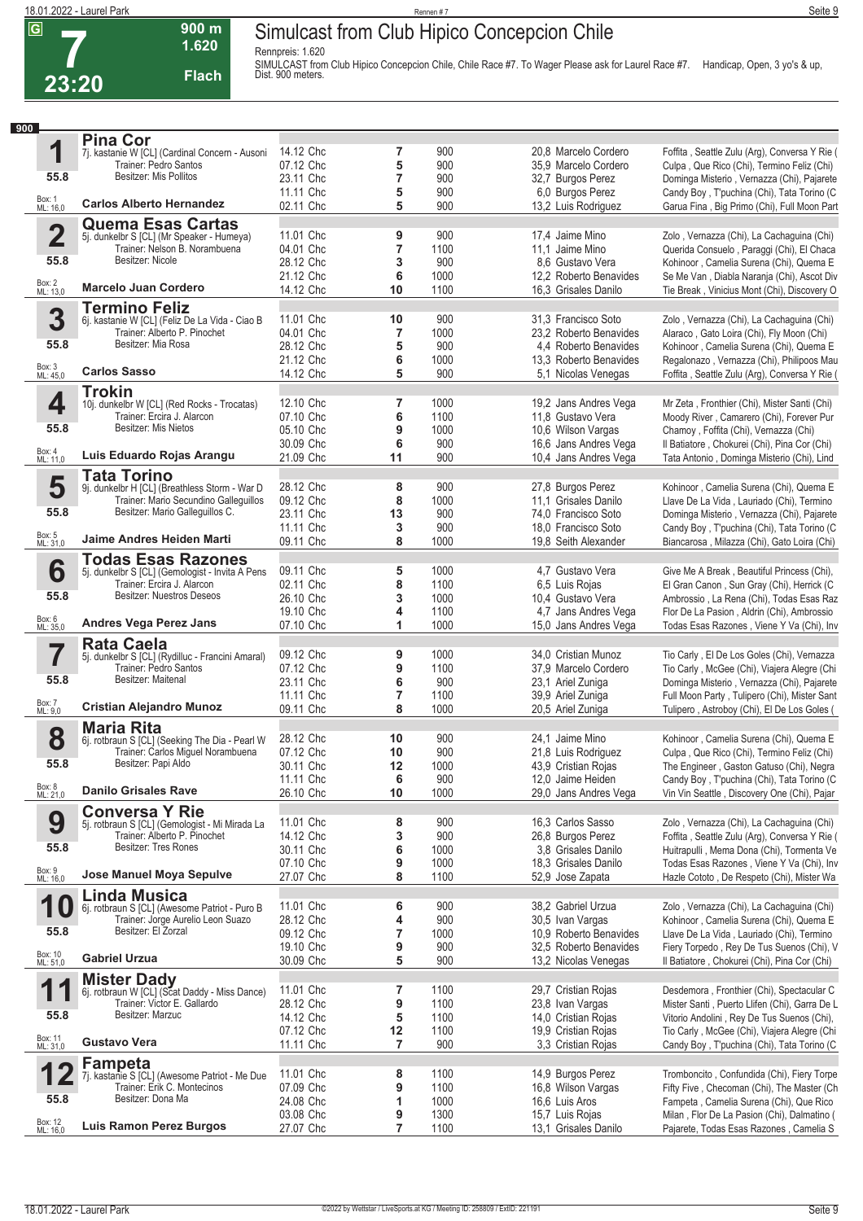**G** **7** 23:20 — 900 m, 1.620, Flach

# Simulcast from Club Hipico Concepcion Chile

Rennpreis: 1.620

SIMULCAST from Club Hipico Concepcion Chile, Chile Race #7. To Wager Please ask for Laurel Race #7. Handicap, Open, 3 yo's & up, Dist. 900 meters.

**900**

## 1 Pina Cor
7j. kastanie W [CL] (Cardinal Concern - Ausoni)
Trainer: Pedro Santos
Besitzer: Mis Pollitos
55.8 — Box: 1, ML: 16,0
**Carlos Alberto Hernandez**

| Datum | Platz | Dist. | Quote / Jockey | Einlauf |
|---|---|---|---|---|
| 14.12 Chc | 7 | 900 | 20,8 Marcelo Cordero | Foffita , Seattle Zulu (Arg), Conversa Y Rie ( |
| 07.12 Chc | 5 | 900 | 35,9 Marcelo Cordero | Culpa , Que Rico (Chi), Termino Feliz (Chi) |
| 23.11 Chc | 7 | 900 | 32,7 Burgos Perez | Dominga Misterio , Vernazza (Chi), Pajarete |
| 11.11 Chc | 5 | 900 | 6,0 Burgos Perez | Candy Boy , T'puchina (Chi), Tata Torino (C |
| 02.11 Chc | 5 | 900 | 13,2 Luis Rodriguez | Garua Fina , Big Primo (Chi), Full Moon Part |

## 2 Quema Esas Cartas
5j. dunkelbr S [CL] (Mr Speaker - Humeya)
Trainer: Nelson B. Norambuena
Besitzer: Nicole
55.8 — Box: 2, ML: 13,0
**Marcelo Juan Cordero**

| Datum | Platz | Dist. | Quote / Jockey | Einlauf |
|---|---|---|---|---|
| 11.01 Chc | 9 | 900 | 17,4 Jaime Mino | Zolo , Vernazza (Chi), La Cachaguina (Chi) |
| 04.01 Chc | 7 | 1100 | 11,1 Jaime Mino | Querida Consuelo , Paraggi (Chi), El Chaca |
| 28.12 Chc | 3 | 900 | 8,6 Gustavo Vera | Kohinoor , Camelia Surena (Chi), Quema E |
| 21.12 Chc | 6 | 1000 | 12,2 Roberto Benavides | Se Me Van , Diabla Naranja (Chi), Ascot Div |
| 14.12 Chc | 10 | 1100 | 16,3 Grisales Danilo | Tie Break , Vinicius Mont (Chi), Discovery O |

## 3 Termino Feliz
6j. kastanie W [CL] (Feliz De La Vida - Ciao B)
Trainer: Alberto P. Pinochet
Besitzer: Mia Rosa
55.8 — Box: 3, ML: 45,0
**Carlos Sasso**

| Datum | Platz | Dist. | Quote / Jockey | Einlauf |
|---|---|---|---|---|
| 11.01 Chc | 10 | 900 | 31,3 Francisco Soto | Zolo , Vernazza (Chi), La Cachaguina (Chi) |
| 04.01 Chc | 7 | 1000 | 23,2 Roberto Benavides | Alaraco , Gato Loira (Chi), Fly Moon (Chi) |
| 28.12 Chc | 5 | 900 | 4,4 Roberto Benavides | Kohinoor , Camelia Surena (Chi), Quema E |
| 21.12 Chc | 6 | 1000 | 13,3 Roberto Benavides | Regalonazo , Vernazza (Chi), Philipoos Mau |
| 14.12 Chc | 5 | 900 | 5,1 Nicolas Venegas | Foffita , Seattle Zulu (Arg), Conversa Y Rie ( |

## 4 Trokin
10j. dunkelbr W [CL] (Red Rocks - Trocatas)
Trainer: Ercira J. Alarcon
Besitzer: Mis Nietos
55.8 — Box: 4, ML: 11,0
**Luis Eduardo Rojas Arangu**

| Datum | Platz | Dist. | Quote / Jockey | Einlauf |
|---|---|---|---|---|
| 12.10 Chc | 7 | 1000 | 19,2 Jans Andres Vega | Mr Zeta , Fronthier (Chi), Mister Santi (Chi) |
| 07.10 Chc | 6 | 1100 | 11,8 Gustavo Vera | Moody River , Camarero (Chi), Forever Pur |
| 05.10 Chc | 9 | 1000 | 10,6 Wilson Vargas | Chamoy , Foffita (Chi), Vernazza (Chi) |
| 30.09 Chc | 6 | 900 | 16,6 Jans Andres Vega | Il Batiatore , Chokurei (Chi), Pina Cor (Chi) |
| 21.09 Chc | 11 | 900 | 10,4 Jans Andres Vega | Tata Antonio , Dominga Misterio (Chi), Lind |

## 5 Tata Torino
9j. dunkelbr H [CL] (Breathless Storm - War D)
Trainer: Mario Secundino Galleguillos
Besitzer: Mario Galleguillos C.
55.8 — Box: 5, ML: 31,0
**Jaime Andres Heiden Marti**

| Datum | Platz | Dist. | Quote / Jockey | Einlauf |
|---|---|---|---|---|
| 28.12 Chc | 8 | 900 | 27,8 Burgos Perez | Kohinoor , Camelia Surena (Chi), Quema E |
| 09.12 Chc | 8 | 1000 | 11,1 Grisales Danilo | Llave De La Vida , Lauriado (Chi), Termino |
| 23.11 Chc | 13 | 900 | 74,0 Francisco Soto | Dominga Misterio , Vernazza (Chi), Pajarete |
| 11.11 Chc | 3 | 900 | 18,0 Francisco Soto | Candy Boy , T'puchina (Chi), Tata Torino (C |
| 09.11 Chc | 8 | 1000 | 19,8 Seith Alexander | Biancarosa , Milazza (Chi), Gato Loira (Chi) |

## 6 Todas Esas Razones
5j. dunkelbr S [CL] (Gemologist - Invita A Pens)
Trainer: Ercira J. Alarcon
Besitzer: Nuestros Deseos
55.8 — Box: 6, ML: 35,0
**Andres Vega Perez Jans**

| Datum | Platz | Dist. | Quote / Jockey | Einlauf |
|---|---|---|---|---|
| 09.11 Chc | 5 | 1000 | 4,7 Gustavo Vera | Give Me A Break , Beautiful Princess (Chi), |
| 02.11 Chc | 8 | 1100 | 6,5 Luis Rojas | El Gran Canon , Sun Gray (Chi), Herrick (C |
| 26.10 Chc | 3 | 1000 | 10,4 Gustavo Vera | Ambrossio , La Rena (Chi), Todas Esas Raz |
| 19.10 Chc | 4 | 1100 | 4,7 Jans Andres Vega | Flor De La Pasion , Aldrin (Chi), Ambrossio |
| 07.10 Chc | 1 | 1000 | 15,0 Jans Andres Vega | Todas Esas Razones , Viene Y Va (Chi), Inv |

## 7 Rata Caela
5j. dunkelbr S [CL] (Rydilluc - Francini Amaral)
Trainer: Pedro Santos
Besitzer: Maitenal
55.8 — Box: 7, ML: 9,0
**Cristian Alejandro Munoz**

| Datum | Platz | Dist. | Quote / Jockey | Einlauf |
|---|---|---|---|---|
| 09.12 Chc | 9 | 1000 | 34,0 Cristian Munoz | Tio Carly , El De Los Goles (Chi), Vernazza |
| 07.12 Chc | 9 | 1100 | 37,9 Marcelo Cordero | Tio Carly , McGee (Chi), Viajera Alegre (Chi |
| 23.11 Chc | 6 | 900 | 23,1 Ariel Zuniga | Dominga Misterio , Vernazza (Chi), Pajarete |
| 11.11 Chc | 7 | 1100 | 39,9 Ariel Zuniga | Full Moon Party , Tulipero (Chi), Mister Sant |
| 09.11 Chc | 8 | 1000 | 20,5 Ariel Zuniga | Tulipero , Astroboy (Chi), El De Los Goles ( |

## 8 Maria Rita
6j. rotbraun S [CL] (Seeking The Dia - Pearl W)
Trainer: Carlos Miguel Norambuena
Besitzer: Papi Aldo
55.8 — Box: 8, ML: 21,0
**Danilo Grisales Rave**

| Datum | Platz | Dist. | Quote / Jockey | Einlauf |
|---|---|---|---|---|
| 28.12 Chc | 10 | 900 | 24,1 Jaime Mino | Kohinoor , Camelia Surena (Chi), Quema E |
| 07.12 Chc | 10 | 900 | 21,8 Luis Rodriguez | Culpa , Que Rico (Chi), Termino Feliz (Chi) |
| 30.11 Chc | 12 | 1000 | 43,9 Cristian Rojas | The Engineer , Gaston Gatuso (Chi), Negra |
| 11.11 Chc | 6 | 900 | 12,0 Jaime Heiden | Candy Boy , T'puchina (Chi), Tata Torino (C |
| 26.10 Chc | 10 | 1000 | 29,0 Jans Andres Vega | Vin Vin Seattle , Discovery One (Chi), Pajar |

## 9 Conversa Y Rie
5j. rotbraun S [CL] (Gemologist - Mi Mirada La)
Trainer: Alberto P. Pinochet
Besitzer: Tres Rones
55.8 — Box: 9, ML: 16,0
**Jose Manuel Moya Sepulve**

| Datum | Platz | Dist. | Quote / Jockey | Einlauf |
|---|---|---|---|---|
| 11.01 Chc | 8 | 900 | 16,3 Carlos Sasso | Zolo , Vernazza (Chi), La Cachaguina (Chi) |
| 14.12 Chc | 3 | 900 | 26,8 Burgos Perez | Foffita , Seattle Zulu (Arg), Conversa Y Rie ( |
| 30.11 Chc | 6 | 1000 | 3,8 Grisales Danilo | Huitrapulli , Mema Dona (Chi), Tormenta Ve |
| 07.10 Chc | 9 | 1000 | 18,3 Grisales Danilo | Todas Esas Razones , Viene Y Va (Chi), Inv |
| 27.07 Chc | 8 | 1100 | 52,9 Jose Zapata | Hazle Cototo , De Respeto (Chi), Mister Wa |

## 10 Linda Musica
6j. rotbraun S [CL] (Awesome Patriot - Puro B)
Trainer: Jorge Aurelio Leon Suazo
Besitzer: El Zorzal
55.8 — Box: 10, ML: 51,0
**Gabriel Urzua**

| Datum | Platz | Dist. | Quote / Jockey | Einlauf |
|---|---|---|---|---|
| 11.01 Chc | 6 | 900 | 38,2 Gabriel Urzua | Zolo , Vernazza (Chi), La Cachaguina (Chi) |
| 28.12 Chc | 4 | 900 | 30,5 Ivan Vargas | Kohinoor , Camelia Surena (Chi), Quema E |
| 09.12 Chc | 7 | 1000 | 10,9 Roberto Benavides | Llave De La Vida , Lauriado (Chi), Termino |
| 19.10 Chc | 9 | 900 | 32,5 Roberto Benavides | Fiery Torpedo , Rey De Tus Suenos (Chi), V |
| 30.09 Chc | 5 | 900 | 13,2 Nicolas Venegas | Il Batiatore , Chokurei (Chi), Pina Cor (Chi) |

## 11 Mister Dady
6j. rotbraun W [CL] (Scat Daddy - Miss Dance)
Trainer: Victor E. Gallardo
Besitzer: Marzuc
55.8 — Box: 11, ML: 31,0
**Gustavo Vera**

| Datum | Platz | Dist. | Quote / Jockey | Einlauf |
|---|---|---|---|---|
| 11.01 Chc | 7 | 1100 | 29,7 Cristian Rojas | Desdemora , Fronthier (Chi), Spectacular C |
| 28.12 Chc | 9 | 1100 | 23,8 Ivan Vargas | Mister Santi , Puerto Llifen (Chi), Garra De L |
| 14.12 Chc | 5 | 1100 | 14,0 Cristian Rojas | Vitorio Andolini , Rey De Tus Suenos (Chi), |
| 07.12 Chc | 12 | 1100 | 19,9 Cristian Rojas | Tio Carly , McGee (Chi), Viajera Alegre (Chi |
| 11.11 Chc | 7 | 900 | 3,3 Cristian Rojas | Candy Boy , T'puchina (Chi), Tata Torino (C |

## 12 Fampeta
7j. kastanie S [CL] (Awesome Patriot - Me Due)
Trainer: Erik C. Montecinos
Besitzer: Dona Ma
55.8 — Box: 12, ML: 16,0
**Luis Ramon Perez Burgos**

| Datum | Platz | Dist. | Quote / Jockey | Einlauf |
|---|---|---|---|---|
| 11.01 Chc | 8 | 1100 | 14,9 Burgos Perez | Trombontico , Confundida (Chi), Fiery Torpe |
| 07.09 Chc | 9 | 1100 | 16,8 Wilson Vargas | Fifty Five , Checoman (Chi), The Master (Ch |
| 24.08 Chc | 1 | 1000 | 16,6 Luis Aros | Fampeta , Camelia Surena (Chi), Que Rico |
| 03.08 Chc | 9 | 1300 | 15,7 Luis Rojas | Milan , Flor De La Pasion (Chi), Dalmatino ( |
| 27.07 Chc | 7 | 1100 | 13,1 Grisales Danilo | Pajarete, Todas Esas Razones , Camelia S |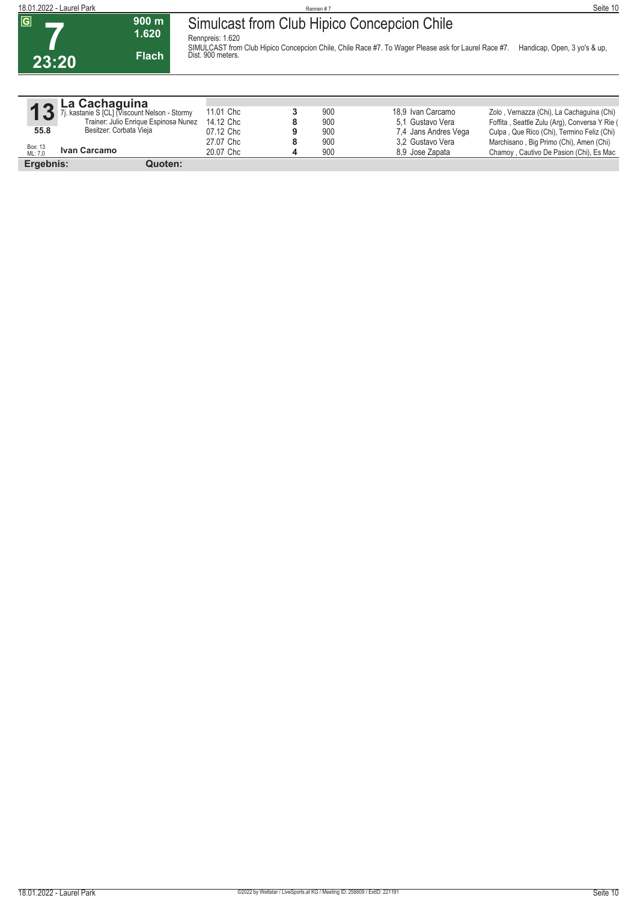G

# 7

**23:20**

**900 m**
**1.620**
**Flach**

## Simulcast from Club Hipico Concepcion Chile

Rennpreis: 1.620

SIMULCAST from Club Hipico Concepcion Chile, Chile Race #7. To Wager Please ask for Laurel Race #7. Handicap, Open, 3 yo's & up, Dist. 900 meters.

| **13** | **La Cachaguina** 7j. kastanie S [CL] (Viscount Nelson - Stormy | | | | |
|---|---|---|---|---|---|
| | Trainer: Julio Enrique Espinosa Nunez | 11.01 Chc | 3 | 900 | 18,9 Ivan Carcamo | Zolo , Vernazza (Chi), La Cachaguina (Chi) |
| **55.8** | Besitzer: Corbata Vieja | 14.12 Chc | 8 | 900 | 5,1 Gustavo Vera | Foffita , Seattle Zulu (Arg), Conversa Y Rie ( |
| | | 07.12 Chc | 9 | 900 | 7,4 Jans Andres Vega | Culpa , Que Rico (Chi), Termino Feliz (Chi) |
| Box: 13 ML: 7,0 | **Ivan Carcamo** | 27.07 Chc | 8 | 900 | 3,2 Gustavo Vera | Marchisano , Big Primo (Chi), Amen (Chi) |
| | | 20.07 Chc | 4 | 900 | 8,9 Jose Zapata | Chamoy , Cautivo De Pasion (Chi), Es Mac |

**Ergebnis:** **Quoten:**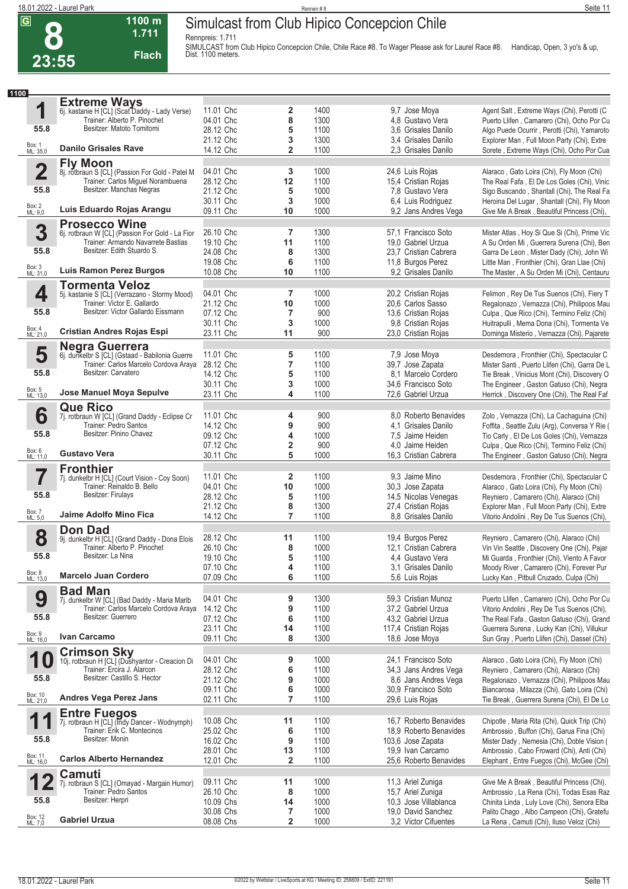G **8** 23:55 — 1100 m 1.711 Flach

# Simulcast from Club Hipico Concepcion Chile

Rennpreis: 1.711

SIMULCAST from Club Hipico Concepcion Chile, Chile Race #8. To Wager Please ask for Laurel Race #8. Handicap, Open, 3 yo's & up, Dist. 1100 meters.

**1100**

## 1 Extreme Ways
6j. kastanie H [CL] (Scat Daddy - Lady Verse)
Trainer: Alberto P. Pinochet
Besitzer: Matoto Tomitomi
55.8 — Box: 1, ML: 35,0
**Danilo Grisales Rave**

| Datum | Platz | Distanz | Quote / Jockey | Einlauf |
|---|---|---|---|---|
| 11.01 Chc | 2 | 1400 | 9,7 Jose Moya | Agent Salt , Extreme Ways (Chi), Perotti (C |
| 04.01 Chc | 8 | 1300 | 4,8 Gustavo Vera | Puerto Llifen , Camarero (Chi), Ocho Por Cu |
| 28.12 Chc | 5 | 1100 | 3,6 Grisales Danilo | Algo Puede Ocurrir , Perotti (Chi), Yamaroto |
| 21.12 Chc | 3 | 1300 | 3,4 Grisales Danilo | Explorer Man , Full Moon Party (Chi), Extre |
| 14.12 Chc | 2 | 1100 | 2,3 Grisales Danilo | Sorete , Extreme Ways (Chi), Ocho Por Cua |

## 2 Fly Moon
8j. rotbraun S [CL] (Passion For Gold - Patel M
Trainer: Carlos Miguel Norambuena
Besitzer: Manchas Negras
55.8 — Box: 2, ML: 9,0
**Luis Eduardo Rojas Arangu**

| Datum | Platz | Distanz | Quote / Jockey | Einlauf |
|---|---|---|---|---|
| 04.01 Chc | 3 | 1000 | 24,6 Luis Rojas | Alaraco , Gato Loira (Chi), Fly Moon (Chi) |
| 28.12 Chc | 12 | 1100 | 15,4 Cristian Rojas | The Real Fafa , El De Los Goles (Chi), Vinic |
| 21.12 Chc | 5 | 1000 | 7,8 Gustavo Vera | Sigo Buscando , Shantall (Chi), The Real Fa |
| 30.11 Chc | 3 | 1000 | 6,4 Luis Rodriguez | Heroina Del Lugar , Shantall (Chi), Fly Moon |
| 09.11 Chc | 10 | 1000 | 9,2 Jans Andres Vega | Give Me A Break , Beautiful Princess (Chi), |

## 3 Prosecco Wine
6j. rotbraun W [CL] (Passion For Gold - La Fior
Trainer: Armando Navarrete Bastias
Besitzer: Edith Stuardo S.
55.8 — Box: 3, ML: 31,0
**Luis Ramon Perez Burgos**

| Datum | Platz | Distanz | Quote / Jockey | Einlauf |
|---|---|---|---|---|
| 26.10 Chc | 7 | 1300 | 57,1 Francisco Soto | Mister Atlas , Hoy Si Que Si (Chi), Prime Vic |
| 19.10 Chc | 11 | 1100 | 19,0 Gabriel Urzua | A Su Orden Mi , Guerrera Surena (Chi), Ben |
| 24.08 Chc | 8 | 1300 | 23,7 Cristian Cabrera | Garra De Leon , Mister Dady (Chi), John Wi |
| 19.08 Chc | 6 | 1100 | 11,8 Burgos Perez | Little Man , Fronthier (Chi), Gran Llae (Chi) |
| 10.08 Chc | 10 | 1100 | 9,2 Grisales Danilo | The Master , A Su Orden Mi (Chi), Centauru |

## 4 Tormenta Veloz
5j. kastanie S [CL] (Verrazano - Stormy Mood)
Trainer: Victor E. Gallardo
Besitzer: Victor Gallardo Eissmann
55.8 — Box: 4, ML: 21,0
**Cristian Andres Rojas Espi**

| Datum | Platz | Distanz | Quote / Jockey | Einlauf |
|---|---|---|---|---|
| 04.01 Chc | 7 | 1000 | 20,2 Cristian Rojas | Felimon , Rey De Tus Suenos (Chi), Fiery T |
| 21.12 Chc | 10 | 1000 | 20,6 Carlos Sasso | Regalonazo , Vernazza (Chi), Philipoos Mau |
| 07.12 Chc | 7 | 900 | 13,6 Cristian Rojas | Culpa , Que Rico (Chi), Termino Feliz (Chi) |
| 30.11 Chc | 3 | 1000 | 9,8 Cristian Rojas | Huitrapulli , Mema Dona (Chi), Tormenta Ve |
| 23.11 Chc | 11 | 900 | 23,0 Cristian Rojas | Dominga Misterio , Vernazza (Chi), Pajarete |

## 5 Negra Guerrera
6j. dunkelbr S [CL] (Gstaad - Babilonia Guerre
Trainer: Carlos Marcelo Cordova Araya
Besitzer: Carvatero
55.8 — Box: 5, ML: 13,0
**Jose Manuel Moya Sepulve**

| Datum | Platz | Distanz | Quote / Jockey | Einlauf |
|---|---|---|---|---|
| 11.01 Chc | 5 | 1100 | 7,9 Jose Moya | Desdemora , Fronthier (Chi), Spectacular C |
| 28.12 Chc | 7 | 1100 | 39,7 Jose Zapata | Mister Santi , Puerto Llifen (Chi), Garra De L |
| 14.12 Chc | 5 | 1100 | 8,1 Marcelo Cordero | Tie Break , Vinicius Mont (Chi), Discovery O |
| 30.11 Chc | 3 | 1000 | 34,6 Francisco Soto | The Engineer , Gaston Gatuso (Chi), Negra |
| 23.11 Chc | 4 | 1100 | 72,6 Gabriel Urzua | Herrick , Discovery One (Chi), The Real Faf |

## 6 Que Rico
7j. rotbraun W [CL] (Grand Daddy - Eclipse Cr
Trainer: Pedro Santos
Besitzer: Pinino Chavez
55.8 — Box: 6, ML: 11,0
**Gustavo Vera**

| Datum | Platz | Distanz | Quote / Jockey | Einlauf |
|---|---|---|---|---|
| 11.01 Chc | 4 | 900 | 8,0 Roberto Benavides | Zolo , Vernazza (Chi), La Cachaguina (Chi) |
| 14.12 Chc | 9 | 900 | 4,1 Grisales Danilo | Foffita , Seattle Zulu (Arg), Conversa Y Rie ( |
| 09.12 Chc | 4 | 1000 | 7,5 Jaime Heiden | Tio Carly , El De Los Goles (Chi), Vernazza |
| 07.12 Chc | 2 | 900 | 4,0 Jaime Heiden | Culpa , Que Rico (Chi), Termino Feliz (Chi) |
| 30.11 Chc | 5 | 1000 | 16,3 Cristian Cabrera | The Engineer , Gaston Gatuso (Chi), Negra |

## 7 Fronthier
7j. dunkelbr H [CL] (Court Vision - Coy Soon)
Trainer: Reinaldo B. Bello
Besitzer: Firulays
55.8 — Box: 7, ML: 5,0
**Jaime Adolfo Mino Fica**

| Datum | Platz | Distanz | Quote / Jockey | Einlauf |
|---|---|---|---|---|
| 11.01 Chc | 2 | 1100 | 9,3 Jaime Mino | Desdemora , Fronthier (Chi), Spectacular C |
| 04.01 Chc | 10 | 1000 | 30,3 Jose Zapata | Alaraco , Gato Loira (Chi), Fly Moon (Chi) |
| 28.12 Chc | 5 | 1100 | 14,5 Nicolas Venegas | Reyniero , Camarero (Chi), Alaraco (Chi) |
| 21.12 Chc | 8 | 1300 | 27,4 Cristian Rojas | Explorer Man , Full Moon Party (Chi), Extre |
| 14.12 Chc | 7 | 1100 | 8,8 Grisales Danilo | Vitorio Andolini , Rey De Tus Suenos (Chi), |

## 8 Don Dad
9j. dunkelbr H [CL] (Grand Daddy - Dona Elois
Trainer: Alberto P. Pinochet
Besitzer: La Nina
55.8 — Box: 8, ML: 13,0
**Marcelo Juan Cordero**

| Datum | Platz | Distanz | Quote / Jockey | Einlauf |
|---|---|---|---|---|
| 28.12 Chc | 11 | 1100 | 19,4 Burgos Perez | Reyniero , Camarero (Chi), Alaraco (Chi) |
| 26.10 Chc | 8 | 1000 | 12,1 Cristian Cabrera | Vin Vin Seattle , Discovery One (Chi), Pajar |
| 19.10 Chc | 5 | 1100 | 4,4 Gustavo Vera | Mi Guarda , Fronthier (Chi), Viento A Favor |
| 07.10 Chc | 4 | 1100 | 3,1 Grisales Danilo | Moody River , Camarero (Chi), Forever Pur |
| 07.09 Chc | 6 | 1100 | 5,6 Luis Rojas | Lucky Kan , Pitbull Cruzado, Culpa (Chi) |

## 9 Bad Man
7j. dunkelbr W [CL] (Bad Daddy - Maria Marib
Trainer: Carlos Marcelo Cordova Araya
Besitzer: Guerrero
55.8 — Box: 9, ML: 16,0
**Ivan Carcamo**

| Datum | Platz | Distanz | Quote / Jockey | Einlauf |
|---|---|---|---|---|
| 04.01 Chc | 9 | 1300 | 59,3 Cristian Munoz | Puerto Llifen , Camarero (Chi), Ocho Por Cu |
| 14.12 Chc | 9 | 1100 | 37,2 Gabriel Urzua | Vitorio Andolini , Rey De Tus Suenos (Chi), |
| 07.12 Chc | 6 | 1100 | 43,2 Gabriel Urzua | The Real Fafa , Gaston Gatuso (Chi), Grand |
| 23.11 Chc | 14 | 1100 | 117,4 Cristian Rojas | Guerrera Surena , Lucky Kan (Chi), Villukur |
| 09.11 Chc | 8 | 1300 | 18,6 Jose Moya | Sun Gray , Puerto Llifen (Chi), Dassel (Chi) |

## 10 Crimson Sky
10j. rotbraun H [CL] (Dushyantor - Creacion Di
Trainer: Ercira J. Alarcon
Besitzer: Castillo S. Hector
55.8 — Box: 10, ML: 21,0
**Andres Vega Perez Jans**

| Datum | Platz | Distanz | Quote / Jockey | Einlauf |
|---|---|---|---|---|
| 04.01 Chc | 9 | 1000 | 24,1 Francisco Soto | Alaraco , Gato Loira (Chi), Fly Moon (Chi) |
| 28.12 Chc | 6 | 1100 | 34,3 Jans Andres Vega | Reyniero , Camarero (Chi), Alaraco (Chi) |
| 21.12 Chc | 9 | 1000 | 8,6 Jans Andres Vega | Regalonazo , Vernazza (Chi), Philipoos Mau |
| 09.11 Chc | 6 | 1000 | 30,9 Francisco Soto | Biancarosa , Milazza (Chi), Gato Loira (Chi) |
| 02.11 Chc | 7 | 1100 | 29,6 Luis Rojas | Tie Break , Guerrera Surena (Chi), El De Lo |

## 11 Entre Fuegos
7j. rotbraun H [CL] (Indy Dancer - Wodnymph)
Trainer: Erik C. Montecinos
Besitzer: Monin
55.8 — Box: 11, ML: 16,0
**Carlos Alberto Hernandez**

| Datum | Platz | Distanz | Quote / Jockey | Einlauf |
|---|---|---|---|---|
| 10.08 Chc | 11 | 1100 | 16,7 Roberto Benavides | Chipotle , Maria Rita (Chi), Quick Trip (Chi) |
| 25.02 Chc | 6 | 1100 | 18,9 Roberto Benavides | Ambrossio , Buffon (Chi), Garua Fina (Chi) |
| 16.02 Chc | 9 | 1100 | 103,6 Jose Zapata | Mister Dady , Nemesia (Chi), Doble Vision ( |
| 28.01 Chc | 13 | 1100 | 19,9 Ivan Carcamo | Ambrossio , Cabo Froward (Chi), Anti (Chi) |
| 12.01 Chc | 2 | 1100 | 25,6 Roberto Benavides | Elephant , Entre Fuegos (Chi), McGee (Chi) |

## 12 Camuti
7j. rotbraun S [CL] (Omayad - Margain Humor)
Trainer: Pedro Santos
Besitzer: Herpri
55.8 — Box: 12, ML: 7,0
**Gabriel Urzua**

| Datum | Platz | Distanz | Quote / Jockey | Einlauf |
|---|---|---|---|---|
| 09.11 Chc | 11 | 1000 | 11,3 Ariel Zuniga | Give Me A Break , Beautiful Princess (Chi), |
| 26.10 Chc | 8 | 1000 | 15,7 Ariel Zuniga | Ambrossio , La Rena (Chi), Todas Esas Raz |
| 10.09 Chs | 14 | 1000 | 10,3 Jose Villablanca | Chinita Linda , Luly Love (Chi), Senora Elba |
| 30.08 Chs | 7 | 1000 | 19,0 David Sanchez | Palito Chago , Albo Campeon (Chi), Gratefu |
| 08.08 Chs | 2 | 1000 | 3,2 Victor Cifuentes | La Rena , Camuti (Chi), Iluso Veloz (Chi) |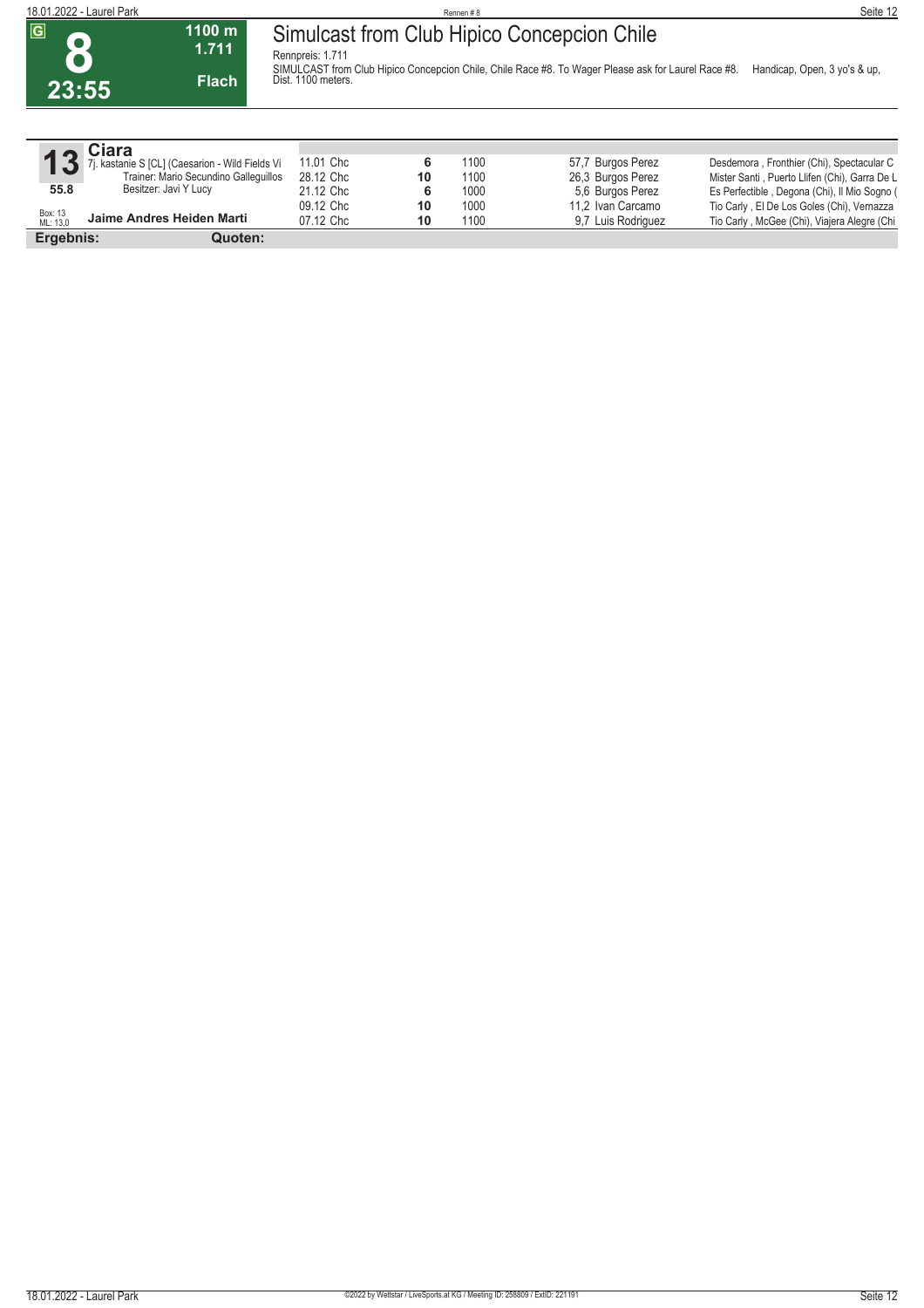**G**

# 8

**23:55**

**1100 m**
**1.711**
**Flach**

## Simulcast from Club Hipico Concepcion Chile

Rennpreis: 1.711

SIMULCAST from Club Hipico Concepcion Chile, Chile Race #8. To Wager Please ask for Laurel Race #8. Handicap, Open, 3 yo's & up, Dist. 1100 meters.

| | | | | | | |
|---|---|---|---|---|---|---|
| **13** | **Ciara** 7j. kastanie S [CL] (Caesarion - Wild Fields Vi | 11.01 Chc | **6** | 1100 | 57,7 Burgos Perez | Desdemora , Fronthier (Chi), Spectacular C |
| | Trainer: Mario Secundino Galleguillos | 28.12 Chc | **10** | 1100 | 26,3 Burgos Perez | Mister Santi , Puerto Llifen (Chi), Garra De L |
| **55.8** | Besitzer: Javi Y Lucy | 21.12 Chc | **6** | 1000 | 5,6 Burgos Perez | Es Perfectible , Degona (Chi), Il Mio Sogno ( |
| Box: 13 ML: 13,0 | **Jaime Andres Heiden Marti** | 09.12 Chc | **10** | 1000 | 11,2 Ivan Carcamo | Tio Carly , El De Los Goles (Chi), Vernazza |
| | | 07.12 Chc | **10** | 1100 | 9,7 Luis Rodriguez | Tio Carly , McGee (Chi), Viajera Alegre (Chi |

**Ergebnis:** **Quoten:**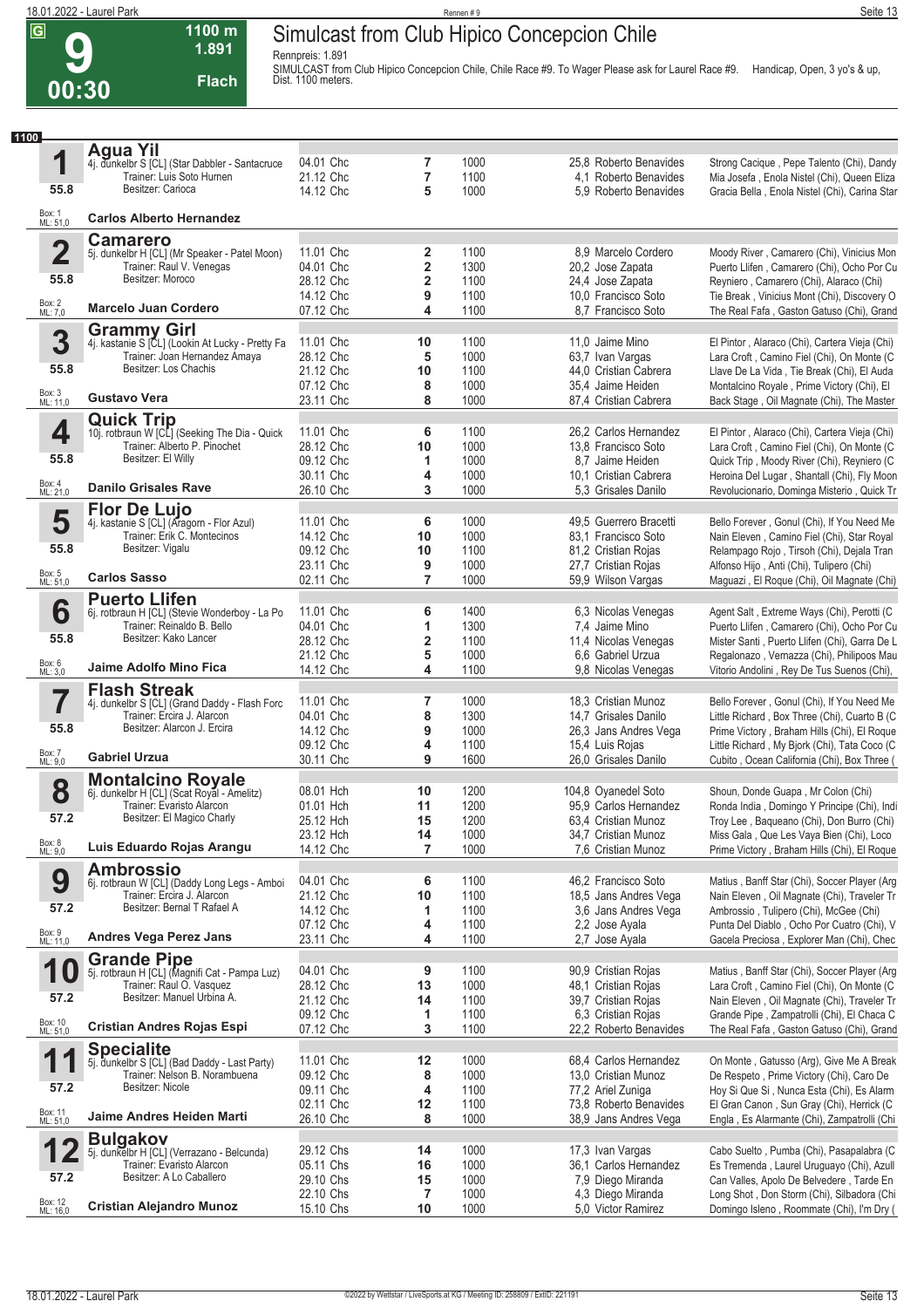# 9 — Simulcast from Club Hipico Concepcion Chile

**G** | **00:30** | **1100 m** | **1.891** | **Flach**

Rennpreis: 1.891

SIMULCAST from Club Hipico Concepcion Chile, Chile Race #9. To Wager Please ask for Laurel Race #9. Handicap, Open, 3 yo's & up, Dist. 1100 meters.

**1100**

## 1 Agua Yil — 55.8
4j. dunkelbr S [CL] (Star Dabbler - Santacruce
Trainer: Luis Soto Hurnen
Besitzer: Carioca
Box: 1 ML: 51,0
**Carlos Alberto Hernandez**

| Datum | Platz | Dist. | Quote | Jockey | Einlauf |
|---|---|---|---|---|---|
| 04.01 Chc | 7 | 1000 | 25,8 | Roberto Benavides | Strong Cacique , Pepe Talento (Chi), Dandy |
| 21.12 Chc | 7 | 1100 | 4,1 | Roberto Benavides | Mia Josefa , Enola Nistel (Chi), Queen Eliza |
| 14.12 Chc | 5 | 1000 | 5,9 | Roberto Benavides | Gracia Bella , Enola Nistel (Chi), Carina Star |

## 2 Camarero — 55.8
5j. dunkelbr H [CL] (Mr Speaker - Patel Moon)
Trainer: Raul V. Venegas
Besitzer: Moroco
Box: 2 ML: 7,0
**Marcelo Juan Cordero**

| Datum | Platz | Dist. | Quote | Jockey | Einlauf |
|---|---|---|---|---|---|
| 11.01 Chc | 2 | 1100 | 8,9 | Marcelo Cordero | Moody River , Camarero (Chi), Vinicius Mon |
| 04.01 Chc | 2 | 1300 | 20,2 | Jose Zapata | Puerto Llifen , Camarero (Chi), Ocho Por Cu |
| 28.12 Chc | 2 | 1100 | 24,4 | Jose Zapata | Reyniero , Camarero (Chi), Alaraco (Chi) |
| 14.12 Chc | 9 | 1100 | 10,0 | Francisco Soto | Tie Break , Vinicius Mont (Chi), Discovery O |
| 07.12 Chc | 4 | 1100 | 8,7 | Francisco Soto | The Real Fafa , Gaston Gatuso (Chi), Grand |

## 3 Grammy Girl — 55.8
4j. kastanie S [CL] (Lookin At Lucky - Pretty Fa
Trainer: Joan Hernandez Amaya
Besitzer: Los Chachis
Box: 3 ML: 11,0
**Gustavo Vera**

| Datum | Platz | Dist. | Quote | Jockey | Einlauf |
|---|---|---|---|---|---|
| 11.01 Chc | 10 | 1100 | 11,0 | Jaime Mino | El Pintor , Alaraco (Chi), Cartera Vieja (Chi) |
| 28.12 Chc | 5 | 1000 | 63,7 | Ivan Vargas | Lara Croft , Camino Fiel (Chi), On Monte (C |
| 21.12 Chc | 10 | 1100 | 44,0 | Cristian Cabrera | Llave De La Vida , Tie Break (Chi), El Auda |
| 07.12 Chc | 8 | 1000 | 35,4 | Jaime Heiden | Montalcino Royale , Prime Victory (Chi), El |
| 23.11 Chc | 8 | 1000 | 87,4 | Cristian Cabrera | Back Stage , Oil Magnate (Chi), The Master |

## 4 Quick Trip — 55.8
10j. rotbraun W [CL] (Seeking The Dia - Quick
Trainer: Alberto P. Pinochet
Besitzer: El Willy
Box: 4 ML: 21,0
**Danilo Grisales Rave**

| Datum | Platz | Dist. | Quote | Jockey | Einlauf |
|---|---|---|---|---|---|
| 11.01 Chc | 6 | 1100 | 26,2 | Carlos Hernandez | El Pintor , Alaraco (Chi), Cartera Vieja (Chi) |
| 28.12 Chc | 10 | 1000 | 13,8 | Francisco Soto | Lara Croft , Camino Fiel (Chi), On Monte (C |
| 09.12 Chc | 1 | 1000 | 8,7 | Jaime Heiden | Quick Trip , Moody River (Chi), Reyniero (C |
| 30.11 Chc | 4 | 1000 | 10,1 | Cristian Cabrera | Heroina Del Lugar , Shantall (Chi), Fly Moon |
| 26.10 Chc | 3 | 1000 | 5,3 | Grisales Danilo | Revolucionario, Dominga Misterio , Quick Tr |

## 5 Flor De Lujo — 55.8
4j. kastanie S [CL] (Aragorn - Flor Azul)
Trainer: Erik C. Montecinos
Besitzer: Vigalu
Box: 5 ML: 51,0
**Carlos Sasso**

| Datum | Platz | Dist. | Quote | Jockey | Einlauf |
|---|---|---|---|---|---|
| 11.01 Chc | 6 | 1000 | 49,5 | Guerrero Bracetti | Bello Forever , Gonul (Chi), If You Need Me |
| 14.12 Chc | 10 | 1000 | 83,1 | Francisco Soto | Nain Eleven , Camino Fiel (Chi), Star Royal |
| 09.12 Chc | 10 | 1100 | 81,2 | Cristian Rojas | Relampago Rojo , Tirsoh (Chi), Dejala Tran |
| 23.11 Chc | 9 | 1000 | 27,7 | Cristian Rojas | Alfonso Hijo , Anti (Chi), Tulipero (Chi) |
| 02.11 Chc | 7 | 1000 | 59,9 | Wilson Vargas | Maguazi , El Roque (Chi), Oil Magnate (Chi) |

## 6 Puerto Llifen — 55.8
6j. rotbraun H [CL] (Stevie Wonderboy - La Po
Trainer: Reinaldo B. Bello
Besitzer: Kako Lancer
Box: 6 ML: 3,0
**Jaime Adolfo Mino Fica**

| Datum | Platz | Dist. | Quote | Jockey | Einlauf |
|---|---|---|---|---|---|
| 11.01 Chc | 6 | 1400 | 6,3 | Nicolas Venegas | Agent Salt , Extreme Ways (Chi), Perotti (C |
| 04.01 Chc | 1 | 1300 | 7,4 | Jaime Mino | Puerto Llifen , Camarero (Chi), Ocho Por Cu |
| 28.12 Chc | 2 | 1100 | 11,4 | Nicolas Venegas | Mister Santi , Puerto Llifen (Chi), Garra De L |
| 21.12 Chc | 5 | 1000 | 6,6 | Gabriel Urzua | Regalonazo , Vernazza (Chi), Philipoos Mau |
| 14.12 Chc | 4 | 1100 | 9,8 | Nicolas Venegas | Vitorio Andolini , Rey De Tus Suenos (Chi), |

## 7 Flash Streak — 55.8
4j. dunkelbr S [CL] (Grand Daddy - Flash Forc
Trainer: Ercira J. Alarcon
Besitzer: Alarcon J. Ercira
Box: 7 ML: 9,0
**Gabriel Urzua**

| Datum | Platz | Dist. | Quote | Jockey | Einlauf |
|---|---|---|---|---|---|
| 11.01 Chc | 7 | 1000 | 18,3 | Cristian Munoz | Bello Forever , Gonul (Chi), If You Need Me |
| 04.01 Chc | 8 | 1300 | 14,7 | Grisales Danilo | Little Richard , Box Three (Chi), Cuarto B (C |
| 14.12 Chc | 9 | 1000 | 26,3 | Jans Andres Vega | Prime Victory , Braham Hills (Chi), El Roque |
| 09.12 Chc | 4 | 1100 | 15,4 | Luis Rojas | Little Richard , My Bjork (Chi), Tata Coco (C |
| 30.11 Chc | 9 | 1600 | 26,0 | Grisales Danilo | Cubito , Ocean California (Chi), Box Three ( |

## 8 Montalcino Royale — 57.2
6j. dunkelbr H [CL] (Scat Royal - Amelitz)
Trainer: Evaristo Alarcon
Besitzer: El Magico Charly
Box: 8 ML: 9,0
**Luis Eduardo Rojas Arangu**

| Datum | Platz | Dist. | Quote | Jockey | Einlauf |
|---|---|---|---|---|---|
| 08.01 Hch | 10 | 1200 | 104,8 | Oyanedel Soto | Shoun, Donde Guapa , Mr Colon (Chi) |
| 01.01 Hch | 11 | 1200 | 95,9 | Carlos Hernandez | Ronda India , Domingo Y Principe (Chi), Indi |
| 25.12 Hch | 15 | 1200 | 63,4 | Cristian Munoz | Troy Lee , Baqueano (Chi), Don Burro (Chi) |
| 23.12 Hch | 14 | 1000 | 34,7 | Cristian Munoz | Miss Gala , Que Les Vaya Bien (Chi), Loco |
| 14.12 Chc | 7 | 1000 | 7,6 | Cristian Munoz | Prime Victory , Braham Hills (Chi), El Roque |

## 9 Ambrossio — 57.2
6j. rotbraun W [CL] (Daddy Long Legs - Amboi
Trainer: Ercira J. Alarcon
Besitzer: Bernal T Rafael A
Box: 9 ML: 11,0
**Andres Vega Perez Jans**

| Datum | Platz | Dist. | Quote | Jockey | Einlauf |
|---|---|---|---|---|---|
| 04.01 Chc | 6 | 1100 | 46,2 | Francisco Soto | Matius , Banff Star (Chi), Soccer Player (Arg |
| 21.12 Chc | 10 | 1100 | 18,5 | Jans Andres Vega | Nain Eleven , Oil Magnate (Chi), Traveler Tr |
| 14.12 Chc | 1 | 1100 | 3,6 | Jans Andres Vega | Ambrossio , Tulipero (Chi), McGee (Chi) |
| 07.12 Chc | 4 | 1100 | 2,2 | Jose Ayala | Punta Del Diablo , Ocho Por Cuatro (Chi), V |
| 23.11 Chc | 4 | 1100 | 2,7 | Jose Ayala | Gacela Preciosa , Explorer Man (Chi), Chec |

## 10 Grande Pipe — 57.2
5j. rotbraun H [CL] (Magnifi Cat - Pampa Luz)
Trainer: Raul O. Vasquez
Besitzer: Manuel Urbina A.
Box: 10 ML: 51,0
**Cristian Andres Rojas Espi**

| Datum | Platz | Dist. | Quote | Jockey | Einlauf |
|---|---|---|---|---|---|
| 04.01 Chc | 9 | 1100 | 90,9 | Cristian Rojas | Matius , Banff Star (Chi), Soccer Player (Arg |
| 28.12 Chc | 13 | 1000 | 48,1 | Cristian Rojas | Lara Croft , Camino Fiel (Chi), On Monte (C |
| 21.12 Chc | 14 | 1100 | 39,7 | Cristian Rojas | Nain Eleven , Oil Magnate (Chi), Traveler Tr |
| 09.12 Chc | 1 | 1100 | 6,3 | Cristian Rojas | Grande Pipe , Zampatrolli (Chi), El Chaca C |
| 07.12 Chc | 3 | 1100 | 22,2 | Roberto Benavides | The Real Fafa , Gaston Gatuso (Chi), Grand |

## 11 Specialite — 57.2
5j. dunkelbr S [CL] (Bad Daddy - Last Party)
Trainer: Nelson B. Norambuena
Besitzer: Nicole
Box: 11 ML: 51,0
**Jaime Andres Heiden Marti**

| Datum | Platz | Dist. | Quote | Jockey | Einlauf |
|---|---|---|---|---|---|
| 11.01 Chc | 12 | 1000 | 68,4 | Carlos Hernandez | On Monte , Gatusso (Arg), Give Me A Break |
| 09.12 Chc | 8 | 1000 | 13,0 | Cristian Munoz | De Respeto , Prime Victory (Chi), Caro De |
| 09.11 Chc | 4 | 1100 | 77,2 | Ariel Zuniga | Hoy Si Que Si , Nunca Esta (Chi), Es Alarm |
| 02.11 Chc | 12 | 1100 | 73,8 | Roberto Benavides | El Gran Canon , Sun Gray (Chi), Herrick (C |
| 26.10 Chc | 8 | 1000 | 38,9 | Jans Andres Vega | Engla , Es Alarmante (Chi), Zampatrolli (Chi |

## 12 Bulgakov — 57.2
5j. dunkelbr H [CL] (Verrazano - Belcunda)
Trainer: Evaristo Alarcon
Besitzer: A Lo Caballero
Box: 12 ML: 16,0
**Cristian Alejandro Munoz**

| Datum | Platz | Dist. | Quote | Jockey | Einlauf |
|---|---|---|---|---|---|
| 29.12 Chs | 14 | 1000 | 17,3 | Ivan Vargas | Cabo Suelto , Pumba (Chi), Pasapalabra (C |
| 05.11 Chs | 16 | 1000 | 36,1 | Carlos Hernandez | Es Tremenda , Laurel Uruguayo (Chi), Azull |
| 29.10 Chs | 15 | 1000 | 7,9 | Diego Miranda | Can Valles, Apolo De Belvedere , Tarde En |
| 22.10 Chs | 7 | 1000 | 4,3 | Diego Miranda | Long Shot , Don Storm (Chi), Silbadora (Chi |
| 15.10 Chs | 10 | 1000 | 5,0 | Victor Ramirez | Domingo Isleno , Roommate (Chi), I'm Dry ( |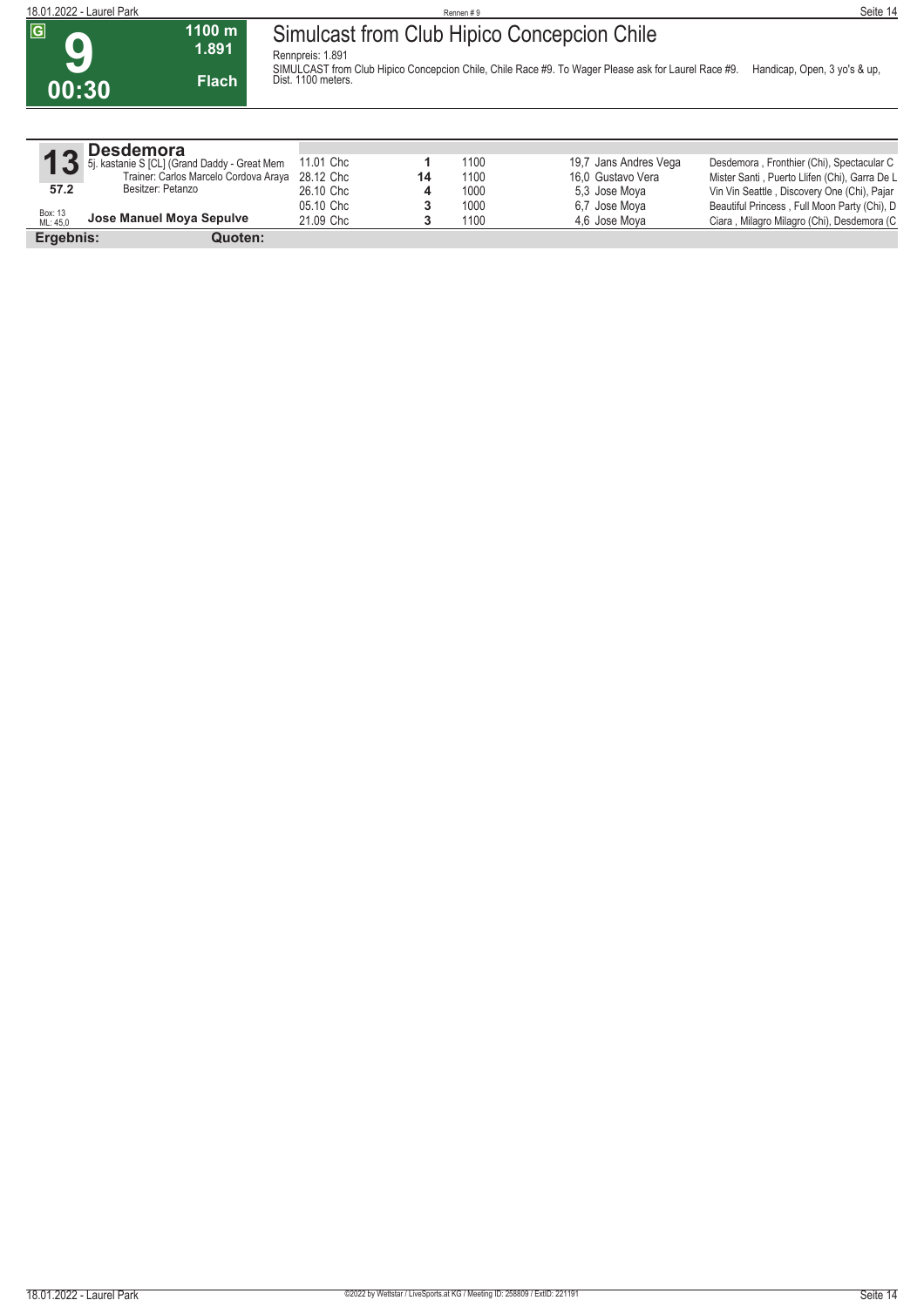# 9

**00:30**

**1100 m**
**1.891**
**Flach**

G

## Simulcast from Club Hipico Concepcion Chile

Rennpreis: 1.891

SIMULCAST from Club Hipico Concepcion Chile, Chile Race #9. To Wager Please ask for Laurel Race #9. Handicap, Open, 3 yo's & up, Dist. 1100 meters.

**13** **Desdemora**
5j. kastanie S [CL] (Grand Daddy - Great Mem
Trainer: Carlos Marcelo Cordova Araya
Besitzer: Petanzo

**57.2**

Box: 13
ML: 45,0

**Jose Manuel Moya Sepulve**

| | | | | | | |
|---|---|---|---|---|---|---|
| 11.01 | Chc | **1** | 1100 | 19,7 | Jans Andres Vega | Desdemora , Fronthier (Chi), Spectacular C |
| 28.12 | Chc | **14** | 1100 | 16,0 | Gustavo Vera | Mister Santi , Puerto Llifen (Chi), Garra De L |
| 26.10 | Chc | **4** | 1000 | 5,3 | Jose Moya | Vin Vin Seattle , Discovery One (Chi), Pajar |
| 05.10 | Chc | **3** | 1000 | 6,7 | Jose Moya | Beautiful Princess , Full Moon Party (Chi), D |
| 21.09 | Chc | **3** | 1100 | 4,6 | Jose Moya | Ciara , Milagro Milagro (Chi), Desdemora (C |

**Ergebnis:** **Quoten:**